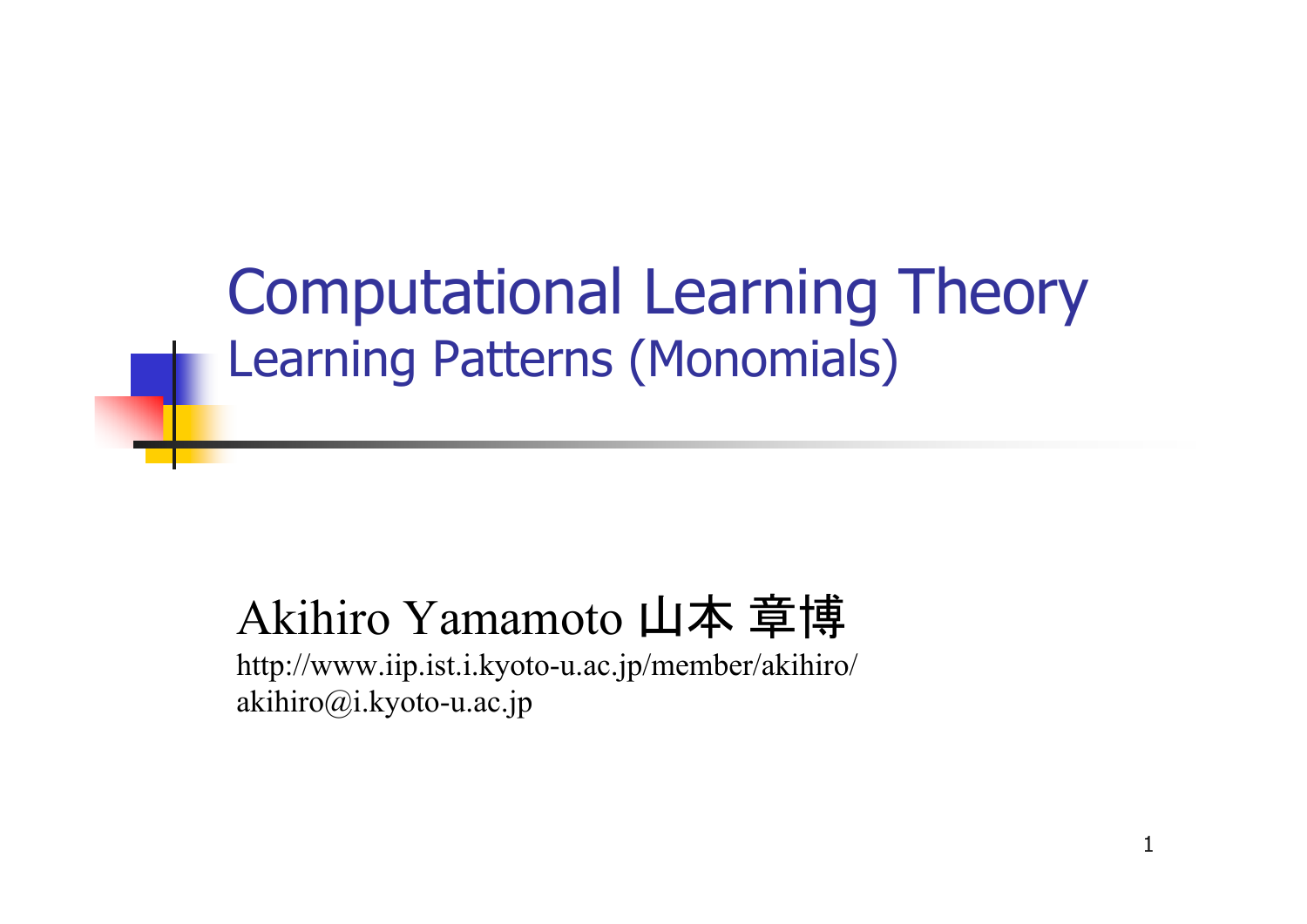# Computational Learning Theory

## Learning Patterns (Monomials)

Akihiro Yamamoto 山本 章博

http://www.iip.ist.i.kyoto-u.ac.jp/member/akihiro/

akihiro@i.kyoto-u.ac.jp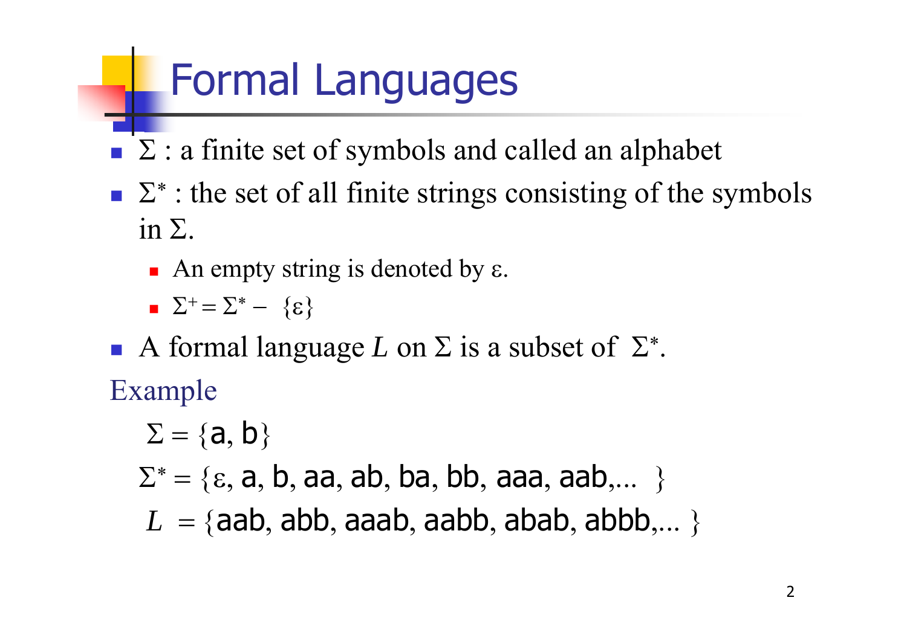# Formal Languages

- $\Sigma$ : a finite set of symbols and called an alphabet
- $\Sigma^*$ : the set of all finite strings consisting of the symbols in $\Sigma$.
  - An empty string is denoted by $\varepsilon$.
  - $\Sigma^+ = \Sigma^* - \{\varepsilon\}$
- A formal language $L$ on $\Sigma$ is a subset of $\Sigma^*$.

Example

$\Sigma = \{$a, b$\}$

$\Sigma^* = \{\varepsilon,$ a, b, aa, ab, ba, bb, aaa, aab,... $\}$

$L = \{$aab, abb, aaab, aabb, abab, abbb,... $\}$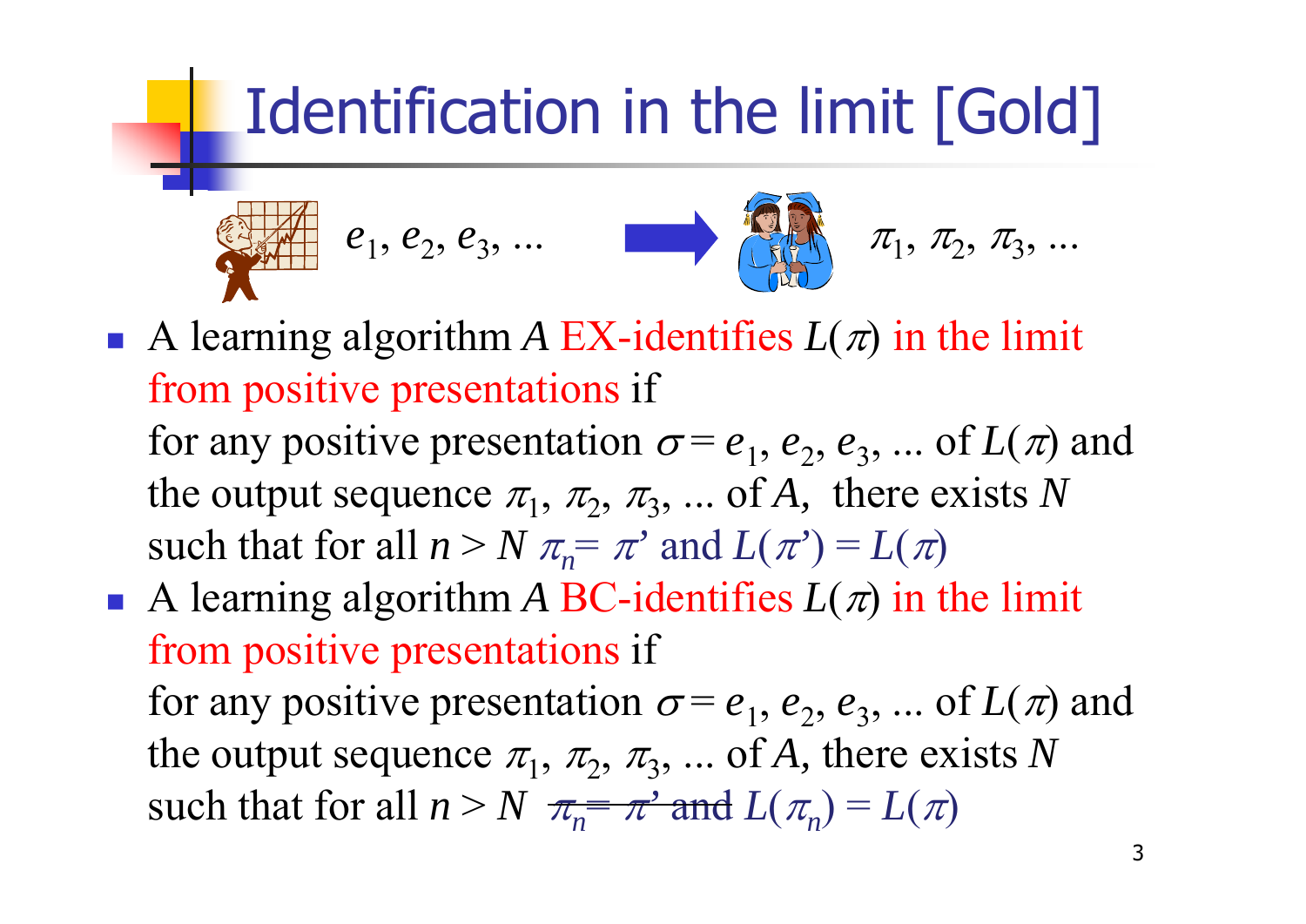# Identification in the limit [Gold]

$e_1, e_2, e_3, \ldots$ → $\pi_1, \pi_2, \pi_3, \ldots$

- A learning algorithm $A$ EX-identifies $L(\pi)$ in the limit from positive presentations if for any positive presentation $\sigma = e_1, e_2, e_3, \ldots$ of $L(\pi)$ and the output sequence $\pi_1, \pi_2, \pi_3, \ldots$ of $A$, there exists $N$ such that for all $n > N$ $\pi_n = \pi'$ and $L(\pi') = L(\pi)$
- A learning algorithm $A$ BC-identifies $L(\pi)$ in the limit from positive presentations if for any positive presentation $\sigma = e_1, e_2, e_3, \ldots$ of $L(\pi)$ and the output sequence $\pi_1, \pi_2, \pi_3, \ldots$ of $A$, there exists $N$ such that for all $n > N$ ~~$\pi_n = \pi'$ and~~ $L(\pi_n) = L(\pi)$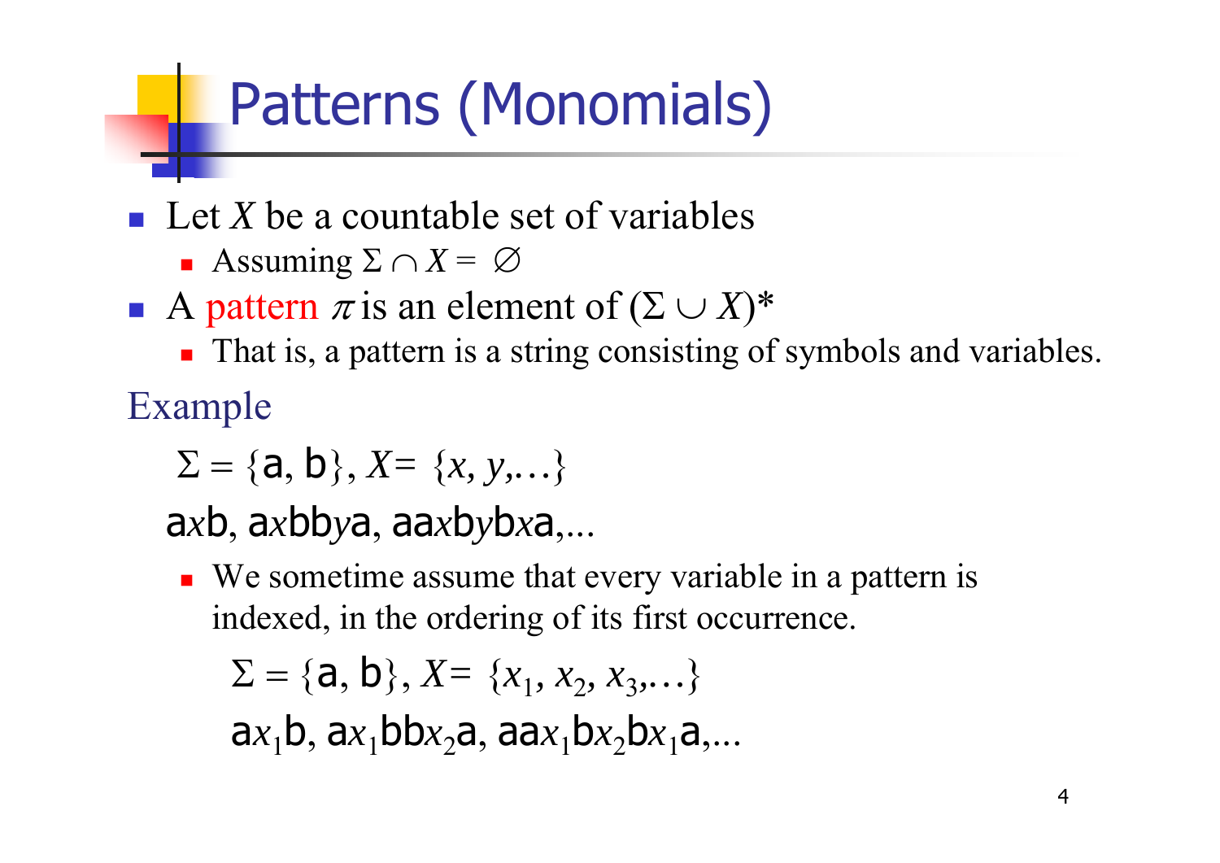# Patterns (Monomials)

- Let $X$ be a countable set of variables
  - Assuming $\Sigma \cap X = \emptyset$
- A pattern $\pi$ is an element of $(\Sigma \cup X)^*$
  - That is, a pattern is a string consisting of symbols and variables.

Example

$\Sigma = \{\mathrm{a}, \mathrm{b}\}$, $X = \{x, y, \ldots\}$

a$x$b, a$x$bb$y$a, aa$x$b$y$b$x$a,...

- We sometime assume that every variable in a pattern is indexed, in the ordering of its first occurrence.

$\Sigma = \{\mathrm{a}, \mathrm{b}\}$, $X = \{x_1, x_2, x_3, \ldots\}$

a$x_1$b, a$x_1$bb$x_2$a, aa$x_1$b$x_2$b$x_1$a,...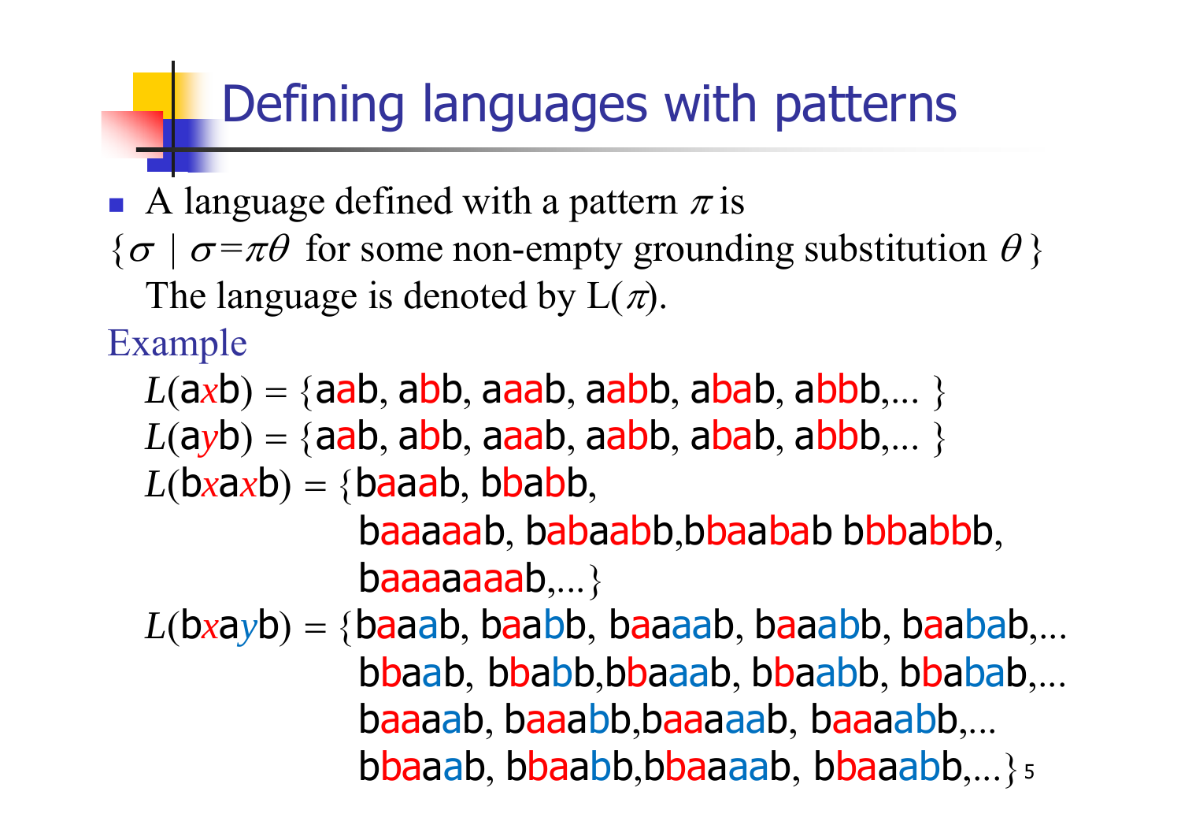# Defining languages with patterns

- A language defined with a pattern $\pi$ is

$\{\sigma \mid \sigma = \pi\theta$ for some non-empty grounding substitution $\theta\}$

The language is denoted by $L(\pi)$.

Example

$L$(a$x$b) = {aab, abb, aaab, aabb, abab, abbb,... }

$L$(a$y$b) = {aab, abb, aaab, aabb, abab, abbb,... }

$L$(b$x$a$x$b) = {baaab, bbabb,
baaaaab, babaabb,bbaabab bbbabbb,
baaaaaaab,...}

$L$(b$x$a$y$b) = {baaab, baabb, baaaab, baaabb, baabab,...
bbaab, bbabb,bbaaab, bbaabb, bbabab,...
baaaab, baaabb,baaaaab, baaaabb,...
bbaaab, bbaabb,bbaaaab, bbaaabb,...}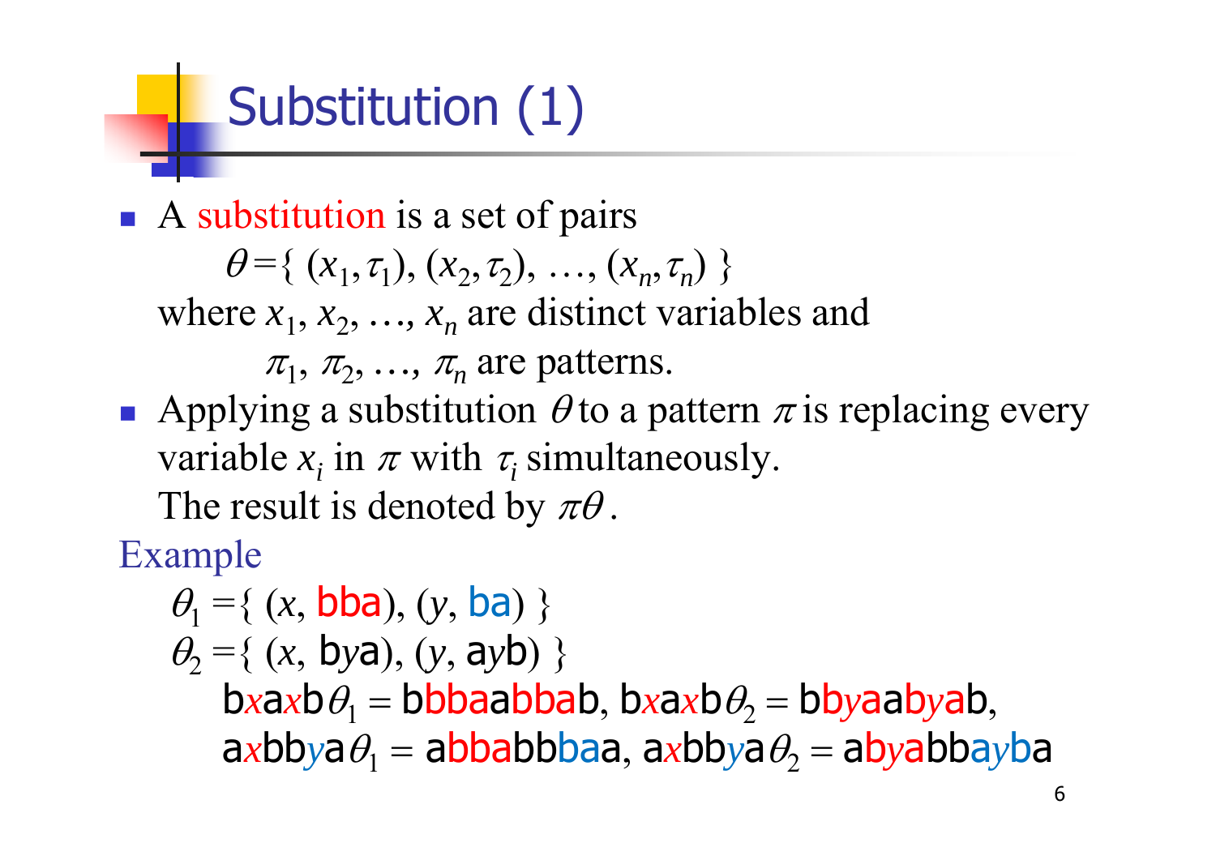# Substitution (1)

- A substitution is a set of pairs

  $$\theta = \{ (x_1, \tau_1), (x_2, \tau_2), \ldots, (x_n, \tau_n) \}$$

  where $x_1, x_2, \ldots, x_n$ are distinct variables and

  $\pi_1, \pi_2, \ldots, \pi_n$ are patterns.

- Applying a substitution $\theta$ to a pattern $\pi$ is replacing every variable $x_i$ in $\pi$ with $\tau_i$ simultaneously.

  The result is denoted by $\pi\theta$.

Example

$\theta_1 = \{ (x, \text{bba}), (y, \text{ba}) \}$

$\theta_2 = \{ (x, \text{b}y\text{a}), (y, \text{a}y\text{b}) \}$

$\text{b}x\text{a}x\text{b}\theta_1 = \text{bbbaabbab}$, $\text{b}x\text{a}x\text{b}\theta_2 = \text{bb}y\text{aab}y\text{ab}$,

$\text{a}x\text{bb}y\text{a}\theta_1 = \text{abbabbbaa}$, $\text{a}x\text{bb}y\text{a}\theta_2 = \text{ab}y\text{abba}y\text{ba}$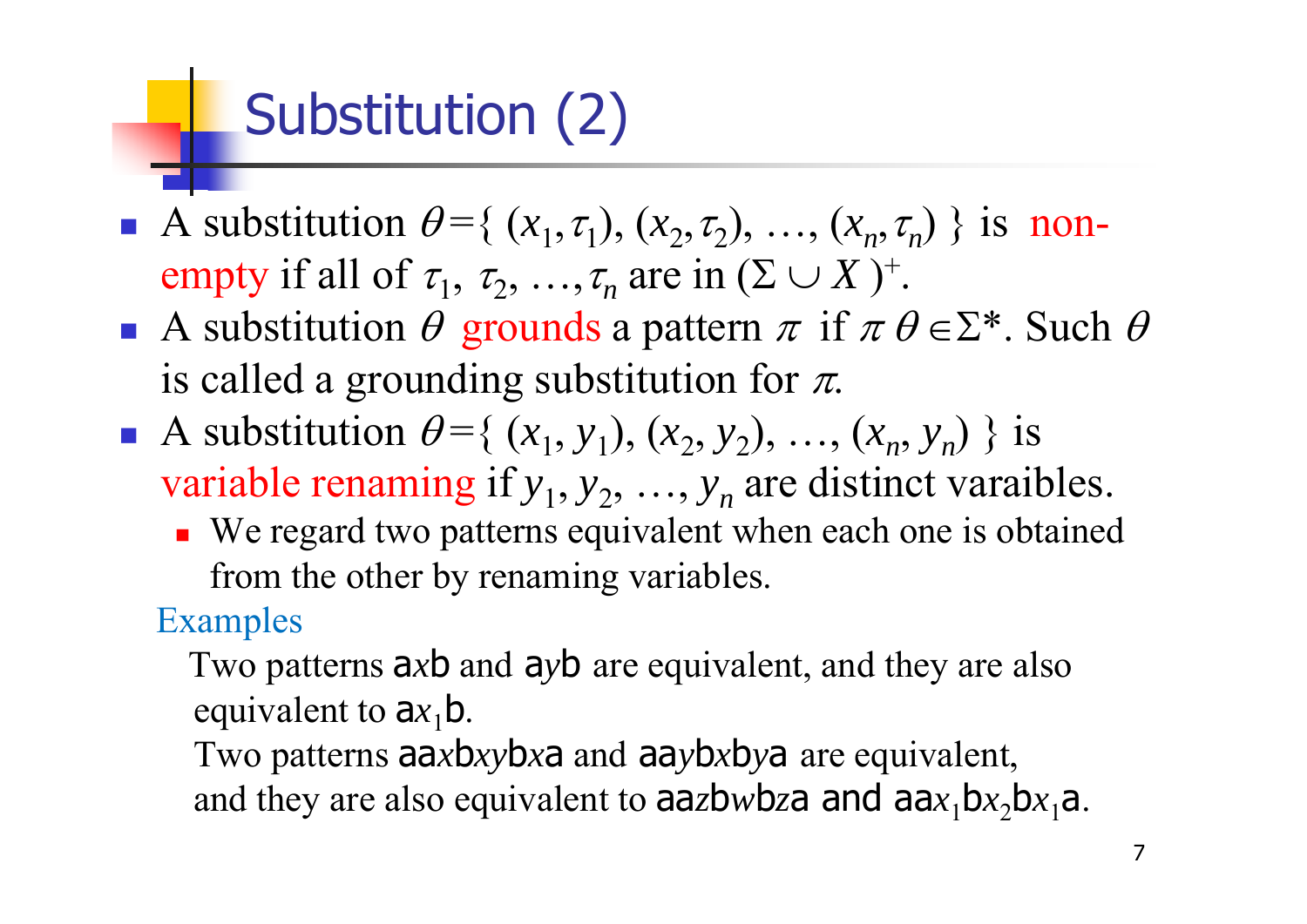# Substitution (2)

- A substitution $\theta = \{ (x_1, \tau_1), (x_2, \tau_2), \ldots, (x_n, \tau_n) \}$ is non-empty if all of $\tau_1, \tau_2, \ldots, \tau_n$ are in $(\Sigma \cup X)^+$.
- A substitution $\theta$ grounds a pattern $\pi$ if $\pi\theta \in \Sigma^*$. Such $\theta$ is called a grounding substitution for $\pi$.
- A substitution $\theta = \{ (x_1, y_1), (x_2, y_2), \ldots, (x_n, y_n) \}$ is variable renaming if $y_1, y_2, \ldots, y_n$ are distinct varaibles.
  - We regard two patterns equivalent when each one is obtained from the other by renaming variables.

Examples

Two patterns a$x$b and a$y$b are equivalent, and they are also equivalent to a$x_1$b.

Two patterns aa$x$b$xy$b$x$a and aa$y$b$x$b$y$a are equivalent, and they are also equivalent to aa$z$b$w$b$z$a and aa$x_1$b$x_2$b$x_1$a.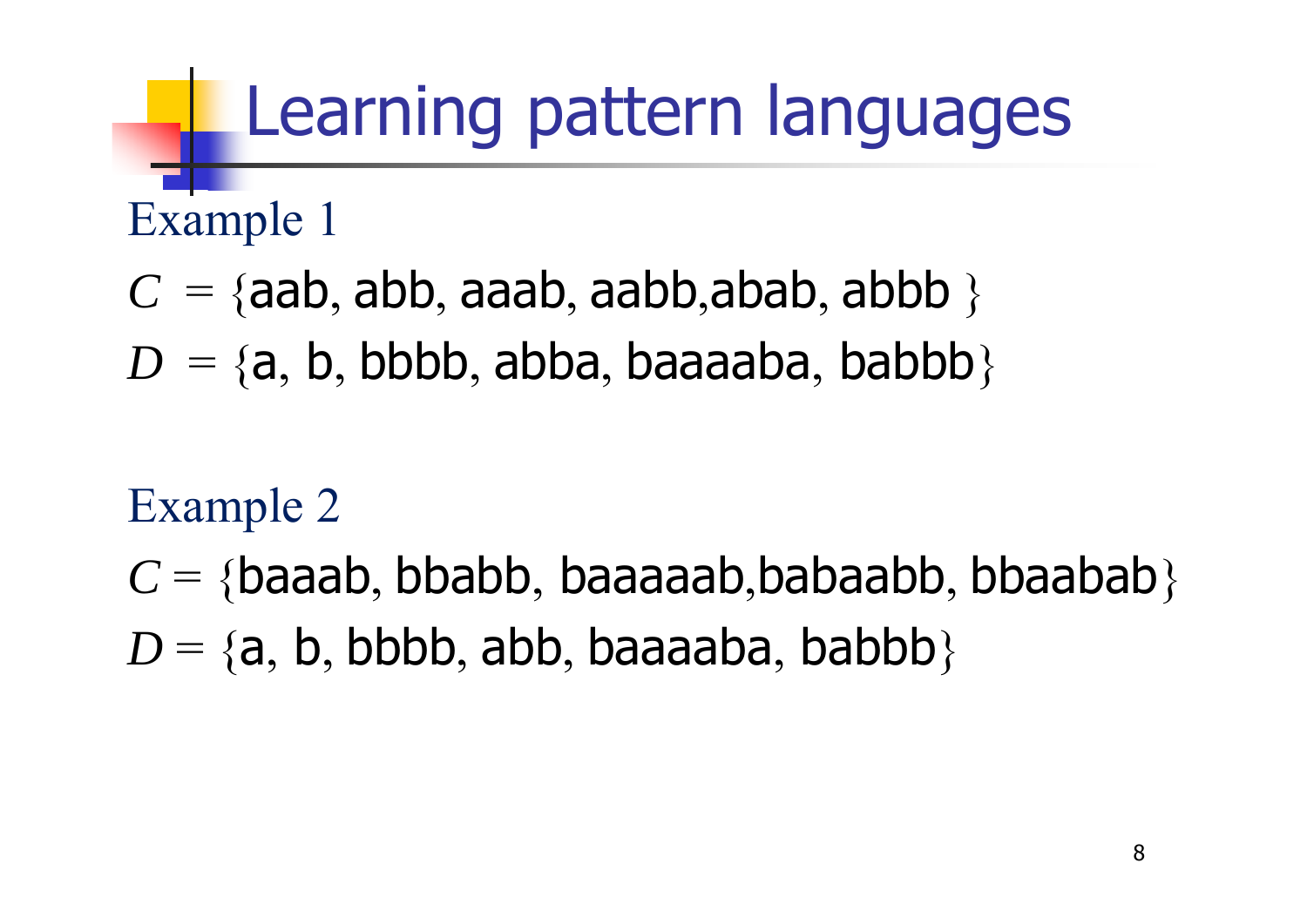# Learning pattern languages

Example 1

$C$ = {aab, abb, aaab, aabb,abab, abbb }

$D$ = {a, b, bbbb, abba, baaaaba, babbb}

Example 2

$C$ = {baaab, bbabb, baaaaab,babaabb, bbaabab}

$D$ = {a, b, bbbb, abb, baaaaba, babbb}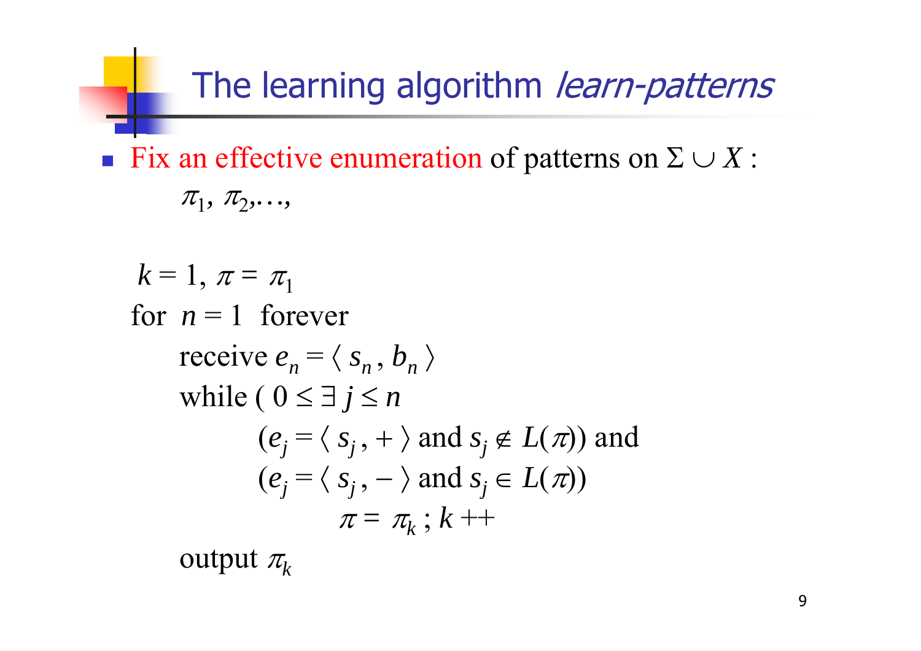# The learning algorithm *learn-patterns*

- Fix an effective enumeration of patterns on $\Sigma \cup X$ :

  $\pi_1, \pi_2, \ldots,$

$k = 1,\ \pi = \pi_1$

for $n = 1$ forever

  receive $e_n = \langle s_n, b_n \rangle$

  while ( $0 \leq \exists j \leq n$

    $(e_j = \langle s_j, + \rangle$ and $s_j \notin L(\pi))$ and

    $(e_j = \langle s_j, - \rangle$ and $s_j \in L(\pi))$

      $\pi = \pi_k$ ; $k$ ++

  output $\pi_k$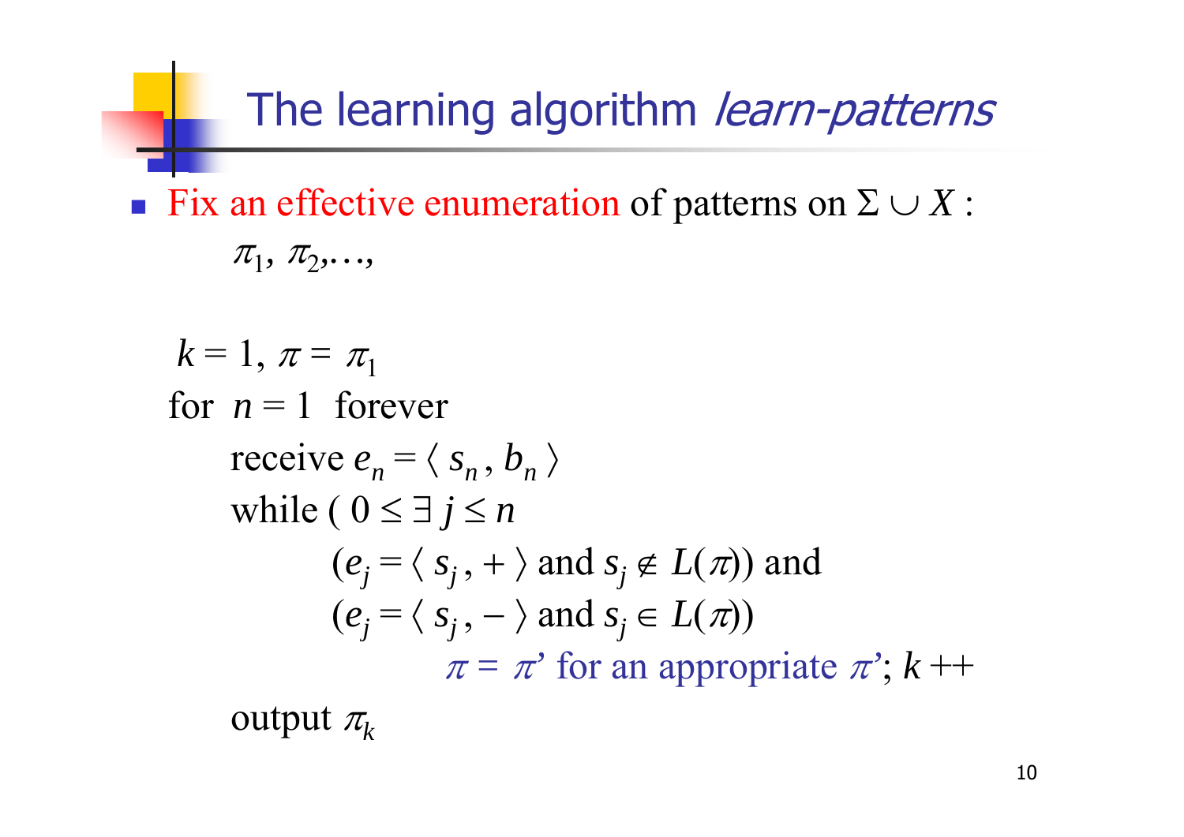# The learning algorithm *learn-patterns*

- Fix an effective enumeration of patterns on $\Sigma \cup X$ :

  $\pi_1, \pi_2, \ldots,$

$k = 1,\ \pi = \pi_1$

for $n = 1$ forever

  receive $e_n = \langle\, s_n, b_n \,\rangle$

  while ( $0 \le \exists\, j \le n$

    $(e_j = \langle\, s_j, + \,\rangle$ and $s_j \notin L(\pi))$ and

    $(e_j = \langle\, s_j, - \,\rangle$ and $s_j \in L(\pi))$

      $\pi = \pi'$ for an appropriate $\pi'$; $k$ ++

  output $\pi_k$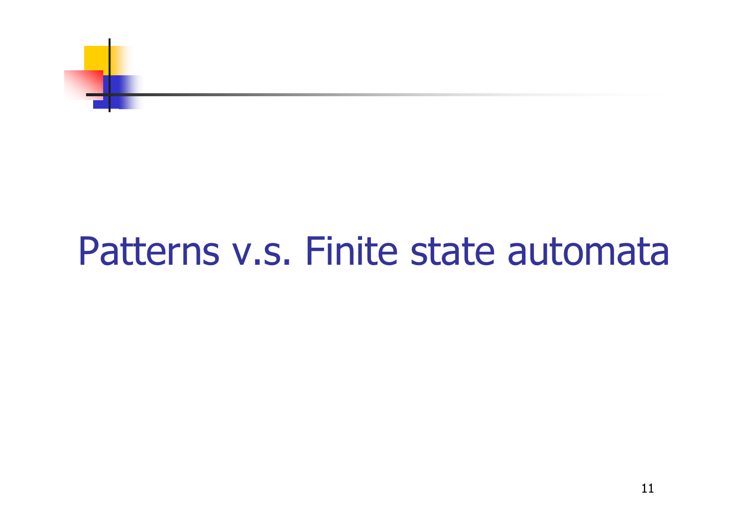# Patterns v.s. Finite state automata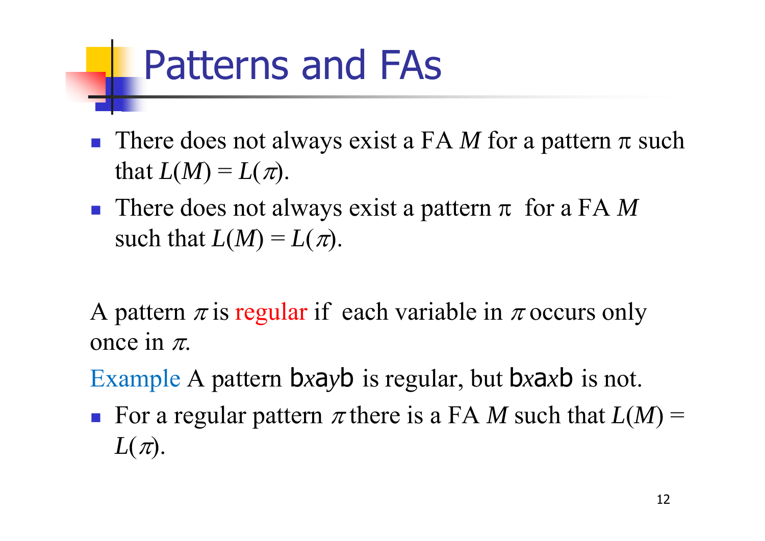# Patterns and FAs

- There does not always exist a FA $M$ for a pattern $\pi$ such that $L(M) = L(\pi)$.
- There does not always exist a pattern $\pi$ for a FA $M$ such that $L(M) = L(\pi)$.

A pattern $\pi$ is regular if each variable in $\pi$ occurs only once in $\pi$.

Example A pattern b$x$a$y$b is regular, but b$x$a$x$b is not.

- For a regular pattern $\pi$ there is a FA $M$ such that $L(M) = L(\pi)$.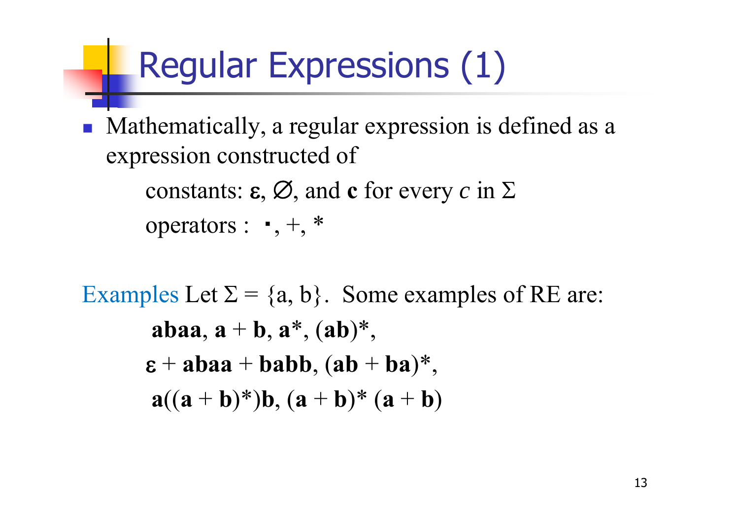# Regular Expressions (1)

- Mathematically, a regular expression is defined as a expression constructed of

  constants: **ε**, ∅, and **c** for every *c* in Σ

  operators : **·**, +, *

Examples Let Σ = {a, b}. Some examples of RE are:

**abaa**, **a** + **b**, **a***, (**ab**)*,

**ε** + **abaa** + **babb**, (**ab** + **ba**)*,

**a**((**a** + **b**)*)**b**, (**a** + **b**)* (**a** + **b**)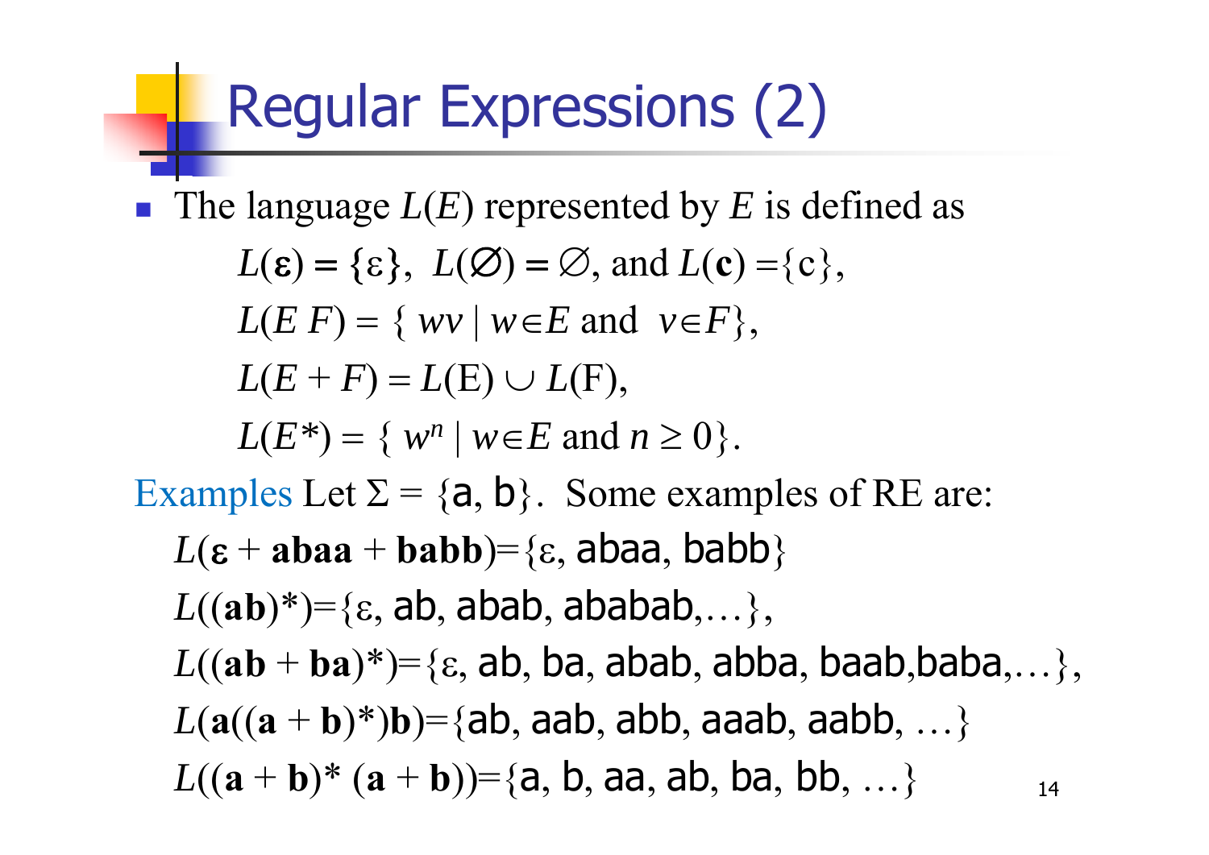# Regular Expressions (2)

- The language $L(E)$ represented by $E$ is defined as

$$L(\boldsymbol{\varepsilon}) = \{\varepsilon\},\; L(\boldsymbol{\varnothing}) = \varnothing, \text{ and } L(\mathbf{c}) = \{c\},$$

$$L(E\,F) = \{\, wv \mid w \in E \text{ and } v \in F\},$$

$$L(E + F) = L(\mathrm{E}) \cup L(\mathrm{F}),$$

$$L(E^*) = \{\, w^n \mid w \in E \text{ and } n \geq 0\}.$$

Examples Let $\Sigma = \{\mathsf{a}, \mathsf{b}\}$. Some examples of RE are:

$L(\boldsymbol{\varepsilon} + \mathbf{abaa} + \mathbf{babb}) = \{\varepsilon, \text{abaa, babb}\}$

$L((\mathbf{ab})^*) = \{\varepsilon, \text{ab, abab, ababab,}\ldots\}$,

$L((\mathbf{ab} + \mathbf{ba})^*) = \{\varepsilon, \text{ab, ba, abab, abba, baab,baba,}\ldots\}$,

$L(\mathbf{a}((\mathbf{a} + \mathbf{b})^*)\mathbf{b}) = \{\text{ab, aab, abb, aaab, aabb, } \ldots\}$

$L((\mathbf{a} + \mathbf{b})^* (\mathbf{a} + \mathbf{b})) = \{\text{a, b, aa, ab, ba, bb, } \ldots\}$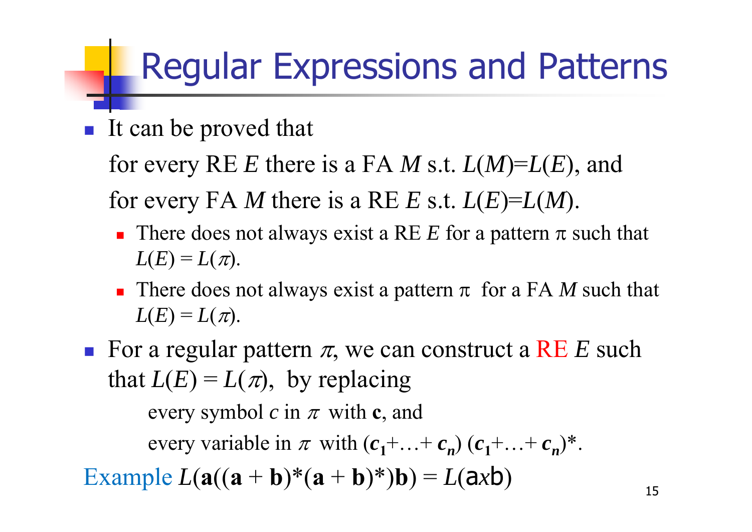# Regular Expressions and Patterns

- It can be proved that

  for every RE $E$ there is a FA $M$ s.t. $L(M)=L(E)$, and

  for every FA $M$ there is a RE $E$ s.t. $L(E)=L(M)$.

  - There does not always exist a RE $E$ for a pattern $\pi$ such that $L(E) = L(\pi)$.
  - There does not always exist a pattern $\pi$ for a FA $M$ such that $L(E) = L(\pi)$.

- For a regular pattern $\pi$, we can construct a RE $E$ such that $L(E) = L(\pi)$, by replacing

  every symbol $c$ in $\pi$ with $\mathbf{c}$, and

  every variable in $\pi$ with $(\boldsymbol{c}_1+\ldots+\boldsymbol{c}_n)\,(\boldsymbol{c}_1+\ldots+\boldsymbol{c}_n)^*$.

Example $L(\mathbf{a}((\mathbf{a} + \mathbf{b})^*(\mathbf{a} + \mathbf{b})^*)\mathbf{b}) = L(\mathrm{a}x\mathrm{b})$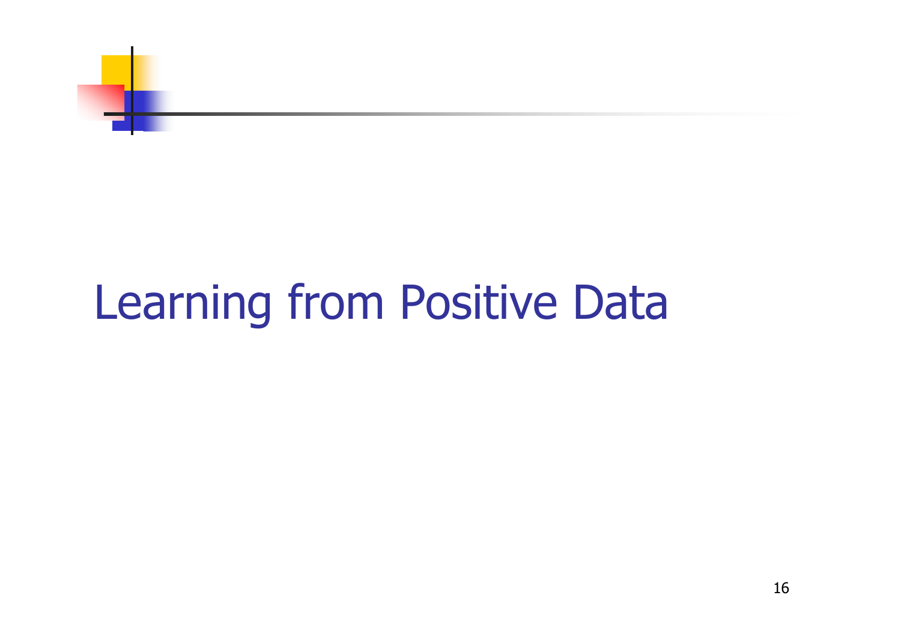# Learning from Positive Data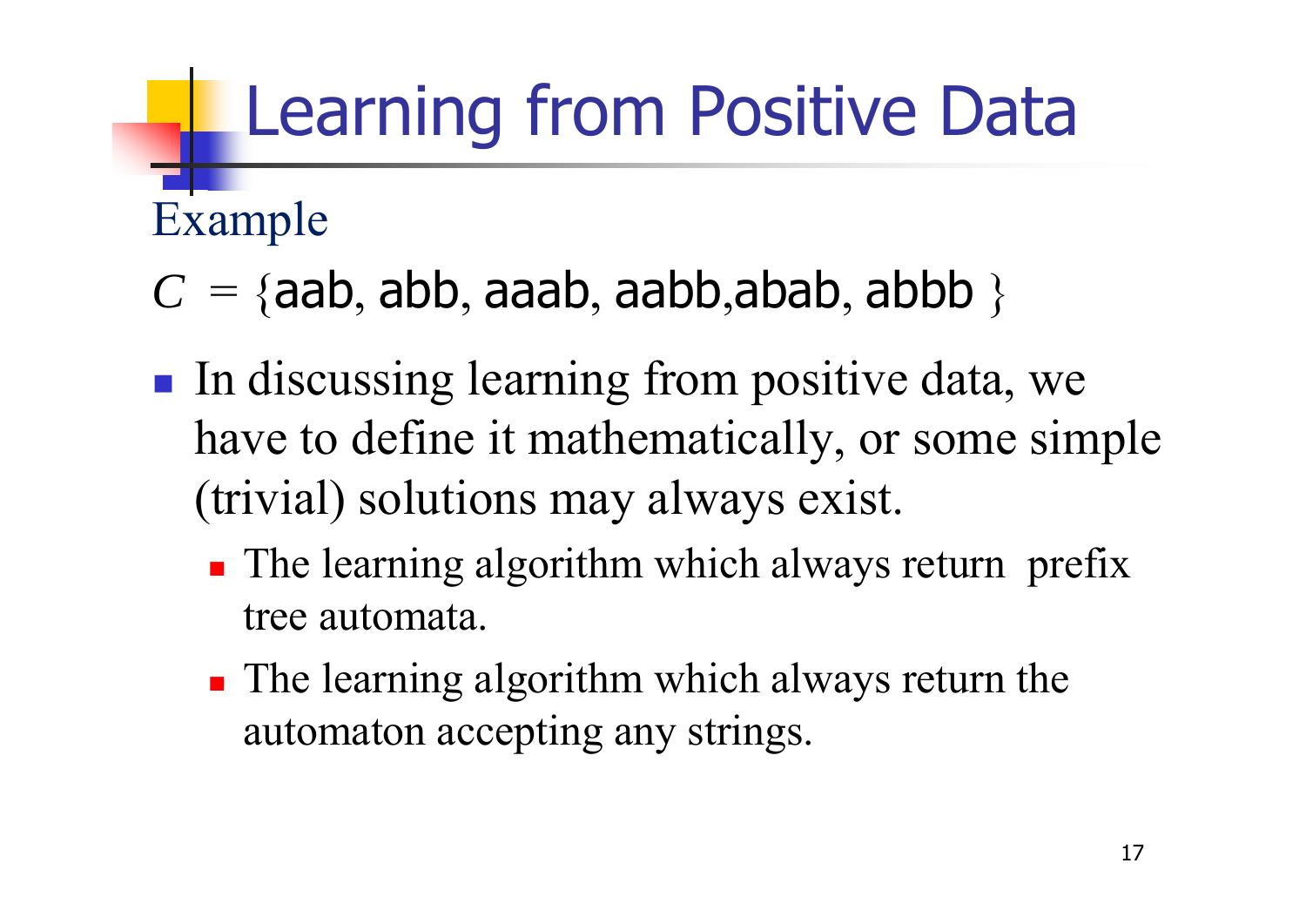# Learning from Positive Data

Example

$C$ = {aab, abb, aaab, aabb,abab, abbb }

- In discussing learning from positive data, we have to define it mathematically, or some simple (trivial) solutions may always exist.
  - The learning algorithm which always return prefix tree automata.
  - The learning algorithm which always return the automaton accepting any strings.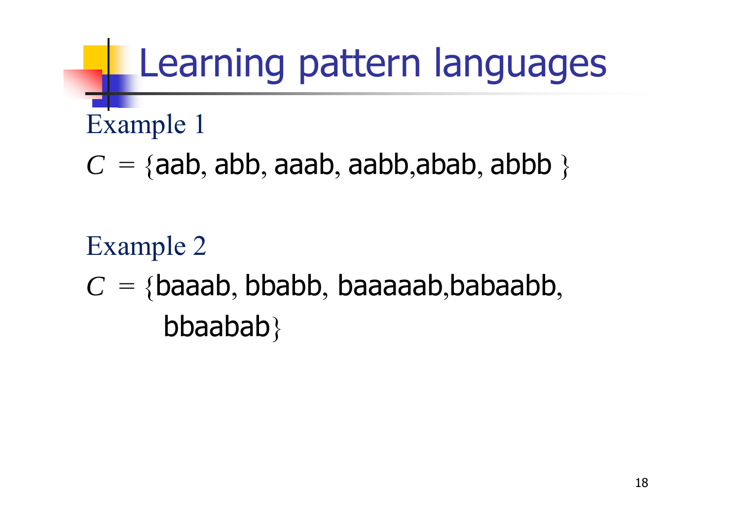# Learning pattern languages

Example 1

$C$ = {aab, abb, aaab, aabb,abab, abbb }

Example 2

$C$ = {baaab, bbabb, baaaaab,babaabb, bbaabab}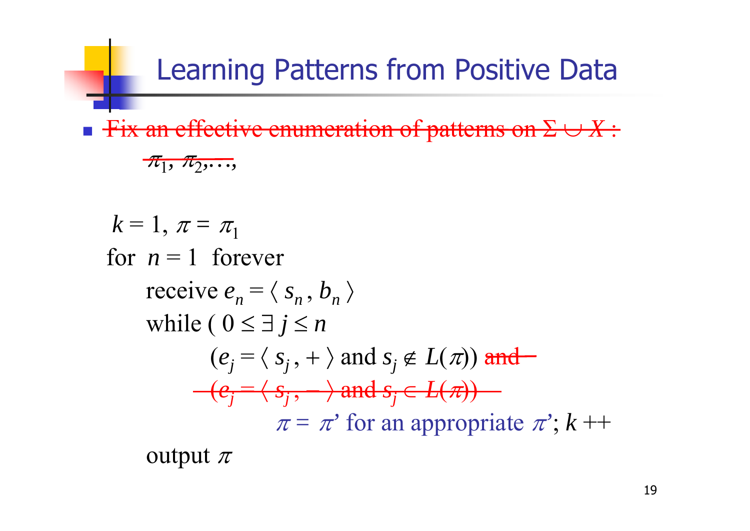# Learning Patterns from Positive Data

- ~~Fix an effective enumeration of patterns on $\Sigma \cup X$ :~~

  ~~$\pi_1, \pi_2, \ldots,$~~

$k = 1$, $\pi = \pi_1$

for $n = 1$ forever

  receive $e_n = \langle s_n, b_n \rangle$

  while ( $0 \le \exists j \le n$

    ($e_j = \langle s_j, + \rangle$ and $s_j \notin L(\pi)$) ~~and~~

    ~~($e_j = \langle s_j, - \rangle$ and $s_j \in L(\pi)$)~~

      $\pi = \pi$' for an appropriate $\pi$'; $k$ ++

  output $\pi$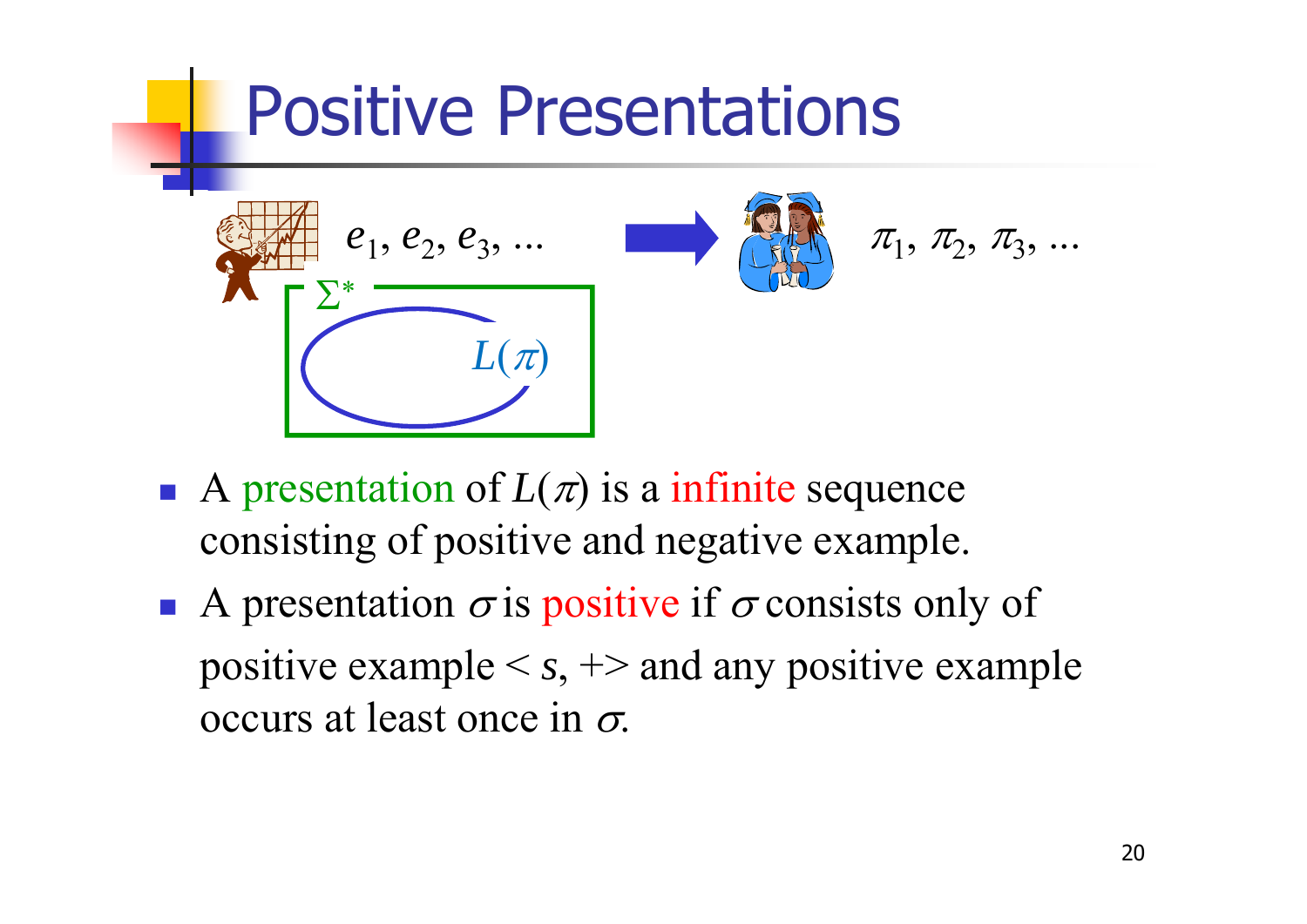# Positive Presentations

$e_1, e_2, e_3, \ldots$

$\pi_1, \pi_2, \pi_3, \ldots$

$\Sigma^*$

$L(\pi)$

- A presentation of $L(\pi)$ is a infinite sequence consisting of positive and negative example.
- A presentation $\sigma$ is positive if $\sigma$ consists only of positive example $< s, +>$ and any positive example occurs at least once in $\sigma$.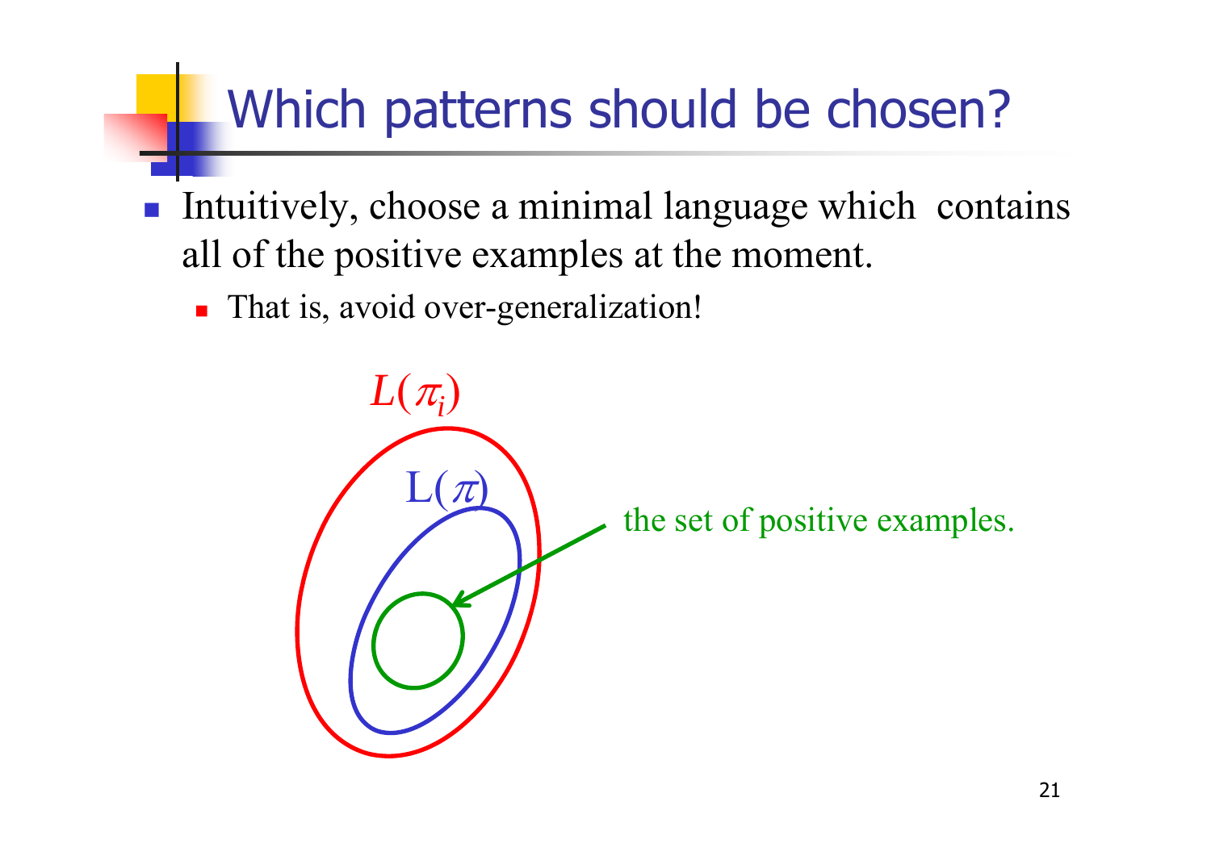# Which patterns should be chosen?

- Intuitively, choose a minimal language which contains all of the positive examples at the moment.
  - That is, avoid over-generalization!

$L(\pi_i)$

$L(\pi)$

the set of positive examples.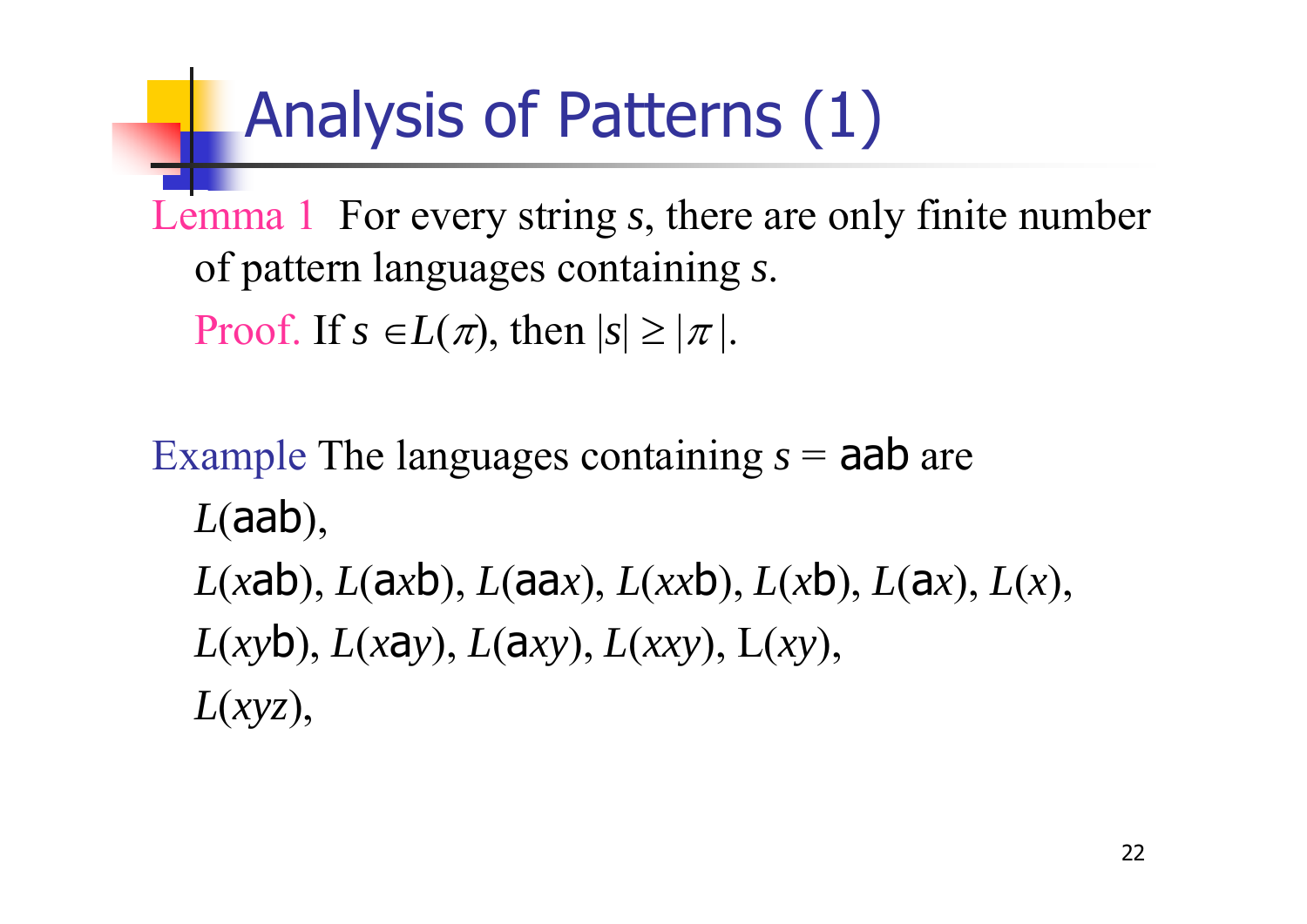# Analysis of Patterns (1)

Lemma 1 For every string $s$, there are only finite number of pattern languages containing $s$.

Proof. If $s \in L(\pi)$, then $|s| \geq |\pi|$.

Example The languages containing $s$ = aab are

$L$(aab),

$L(x$ab), $L$(a$x$b), $L$(aa$x$), $L(xx$b), $L(x$b), $L$(a$x$), $L(x)$,

$L(xy$b), $L(x$a$y)$, $L$(a$xy$), $L(xxy)$, $L(xy)$,

$L(xyz)$,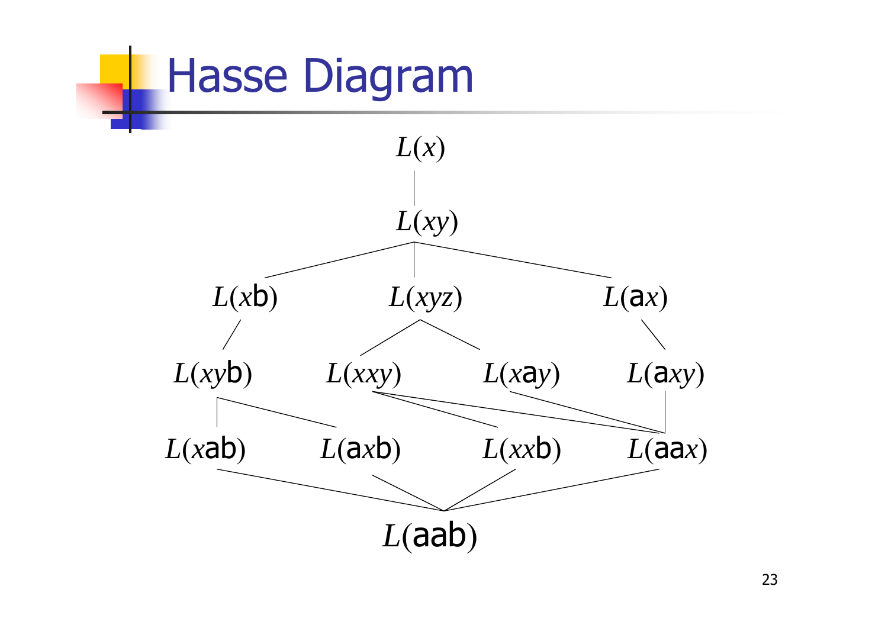# Hasse Diagram

$L(x)$

$L(xy)$

$L(x\text{b})$ $L(xyz)$ $L(\text{a}x)$

$L(xy\text{b})$ $L(xxy)$ $L(x\text{a}y)$ $L(\text{a}xy)$

$L(x\text{ab})$ $L(\text{a}x\text{b})$ $L(xx\text{b})$ $L(\text{aa}x)$

$L(\text{aab})$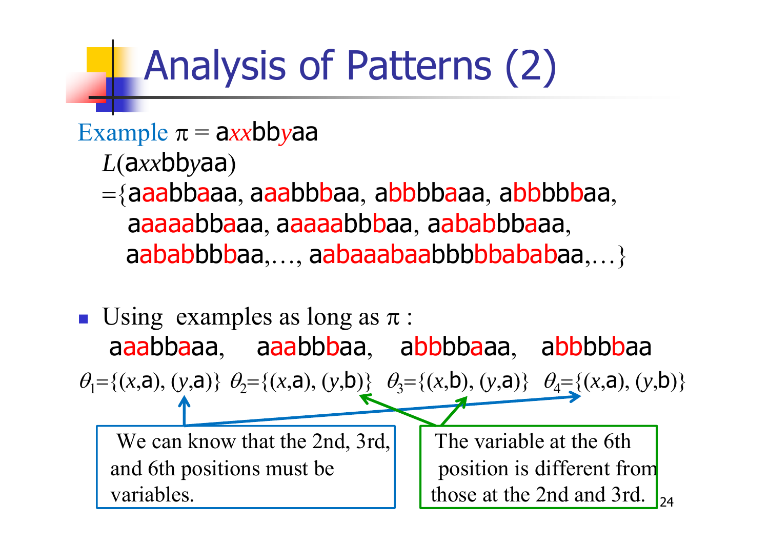# Analysis of Patterns (2)

Example $\pi$ = a$xx$bb$y$aa

$L$(a$xx$bb$y$aa)

={aaabbaaa, aaabbbaa, abbbbaaa, abbbbbaa, aaaaabbaaa, aaaaabbbaa, aababbbaaa, aababbbbaa,…, aabaaabaabbbbbababaa,…}

- Using examples as long as $\pi$ :

aaabbaaa, aaabbbaa, abbbbaaa, abbbbbaa

$\theta_1$={($x$,a), ($y$,a)} $\theta_2$={($x$,a), ($y$,b)} $\theta_3$={($x$,b), ($y$,a)} $\theta_4$={($x$,a), ($y$,b)}

We can know that the 2nd, 3rd, and 6th positions must be variables.

The variable at the 6th position is different from those at the 2nd and 3rd.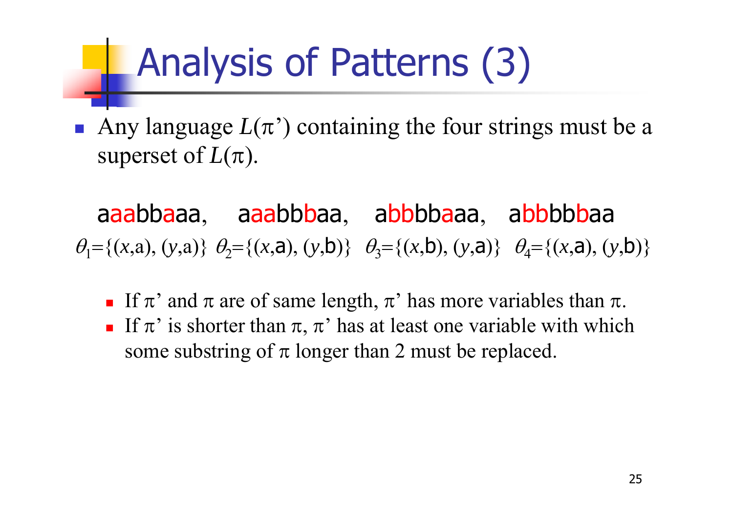# Analysis of Patterns (3)

- Any language $L(\pi')$ containing the four strings must be a superset of $L(\pi)$.

aaabbaaa, aaabbbaa, abbbbaaa, abbbbbaa

$\theta_1=\{(x,\text{a}), (y,\text{a})\}$ $\theta_2=\{(x,\text{a}), (y,\text{b})\}$ $\theta_3=\{(x,\text{b}), (y,\text{a})\}$ $\theta_4=\{(x,\text{a}), (y,\text{b})\}$

  - If $\pi'$ and $\pi$ are of same length, $\pi'$ has more variables than $\pi$.
  - If $\pi'$ is shorter than $\pi$, $\pi'$ has at least one variable with which some substring of $\pi$ longer than 2 must be replaced.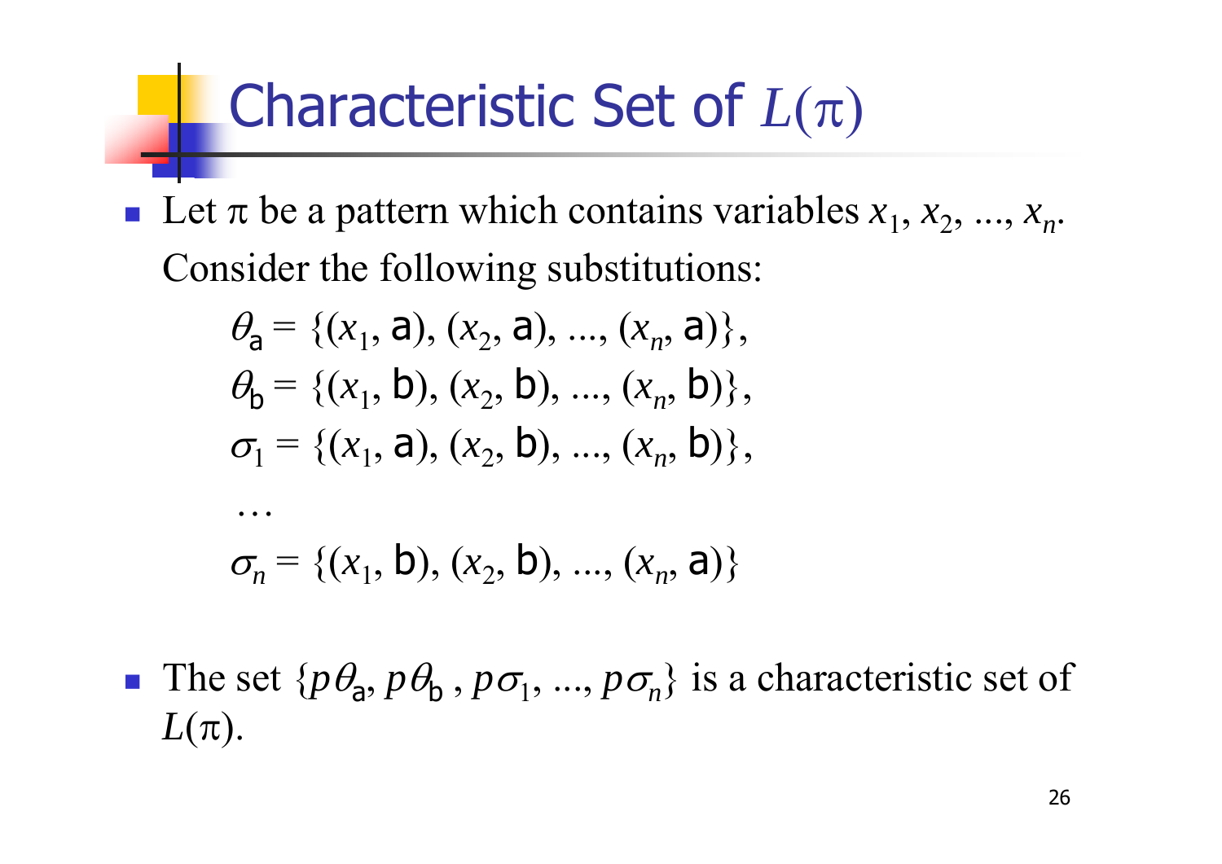# Characteristic Set of $L(\pi)$

- Let $\pi$ be a pattern which contains variables $x_1, x_2, ..., x_n$. Consider the following substitutions:

$$\theta_{\mathsf{a}} = \{(x_1, \mathsf{a}), (x_2, \mathsf{a}), ..., (x_n, \mathsf{a})\},$$
$$\theta_{\mathsf{b}} = \{(x_1, \mathsf{b}), (x_2, \mathsf{b}), ..., (x_n, \mathsf{b})\},$$
$$\sigma_1 = \{(x_1, \mathsf{a}), (x_2, \mathsf{b}), ..., (x_n, \mathsf{b})\},$$
$$\ldots$$
$$\sigma_n = \{(x_1, \mathsf{b}), (x_2, \mathsf{b}), ..., (x_n, \mathsf{a})\}$$

- The set $\{p\theta_{\mathsf{a}}, p\theta_{\mathsf{b}}, p\sigma_1, ..., p\sigma_n\}$ is a characteristic set of $L(\pi)$.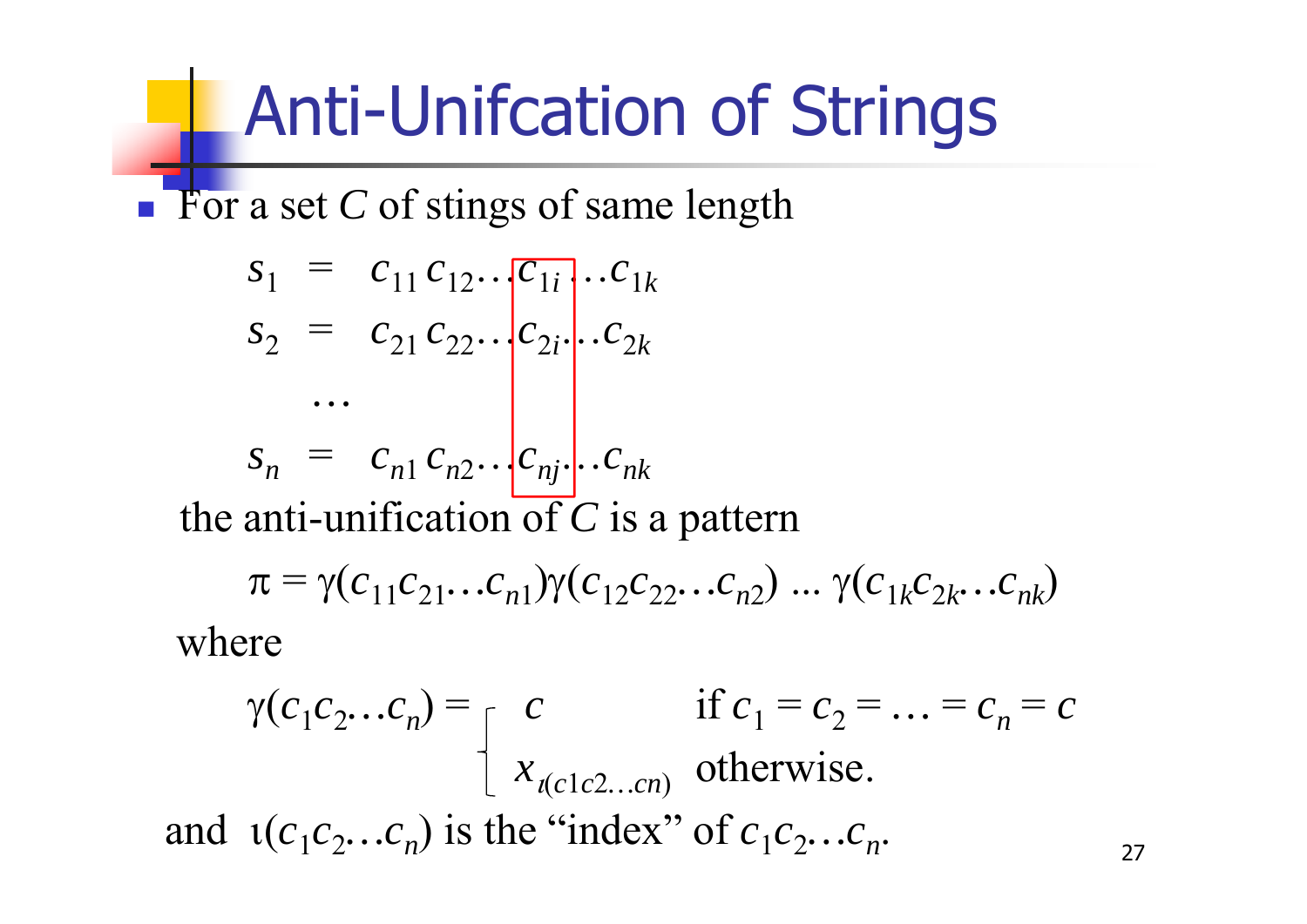# Anti-Unifcation of Strings

- For a set $C$ of stings of same length

$$
\begin{aligned}
s_1 &= c_{11}\, c_{12} \ldots c_{1i} \ldots c_{1k} \\
s_2 &= c_{21}\, c_{22} \ldots c_{2i} \ldots c_{2k} \\
&\ldots \\
s_n &= c_{n1}\, c_{n2} \ldots c_{nj} \ldots c_{nk}
\end{aligned}
$$

the anti-unification of $C$ is a pattern

$$\pi = \gamma(c_{11}c_{21}\ldots c_{n1})\gamma(c_{12}c_{22}\ldots c_{n2}) \ldots \gamma(c_{1k}c_{2k}\ldots c_{nk})$$

where

$$\gamma(c_1c_2\ldots c_n) = \begin{cases} c & \text{if } c_1 = c_2 = \ldots = c_n = c \\ x_{\iota(c1c2\ldots cn)} & \text{otherwise.} \end{cases}$$

and $\iota(c_1c_2\ldots c_n)$ is the "index" of $c_1c_2\ldots c_n$.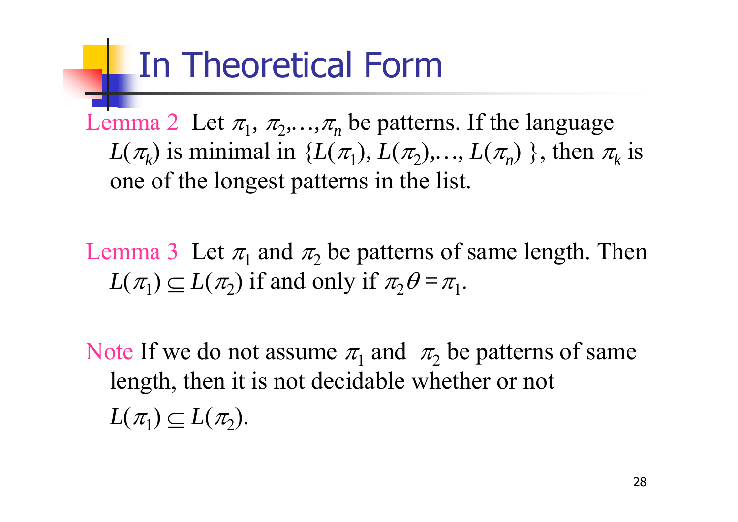# In Theoretical Form

Lemma 2 Let $\pi_1$, $\pi_2$,…,$\pi_n$ be patterns. If the language $L(\pi_k)$ is minimal in $\{L(\pi_1), L(\pi_2),…, L(\pi_n)\}$, then $\pi_k$ is one of the longest patterns in the list.

Lemma 3 Let $\pi_1$ and $\pi_2$ be patterns of same length. Then $L(\pi_1) \subseteq L(\pi_2)$ if and only if $\pi_2\theta = \pi_1$.

Note If we do not assume $\pi_1$ and $\pi_2$ be patterns of same length, then it is not decidable whether or not $L(\pi_1) \subseteq L(\pi_2)$.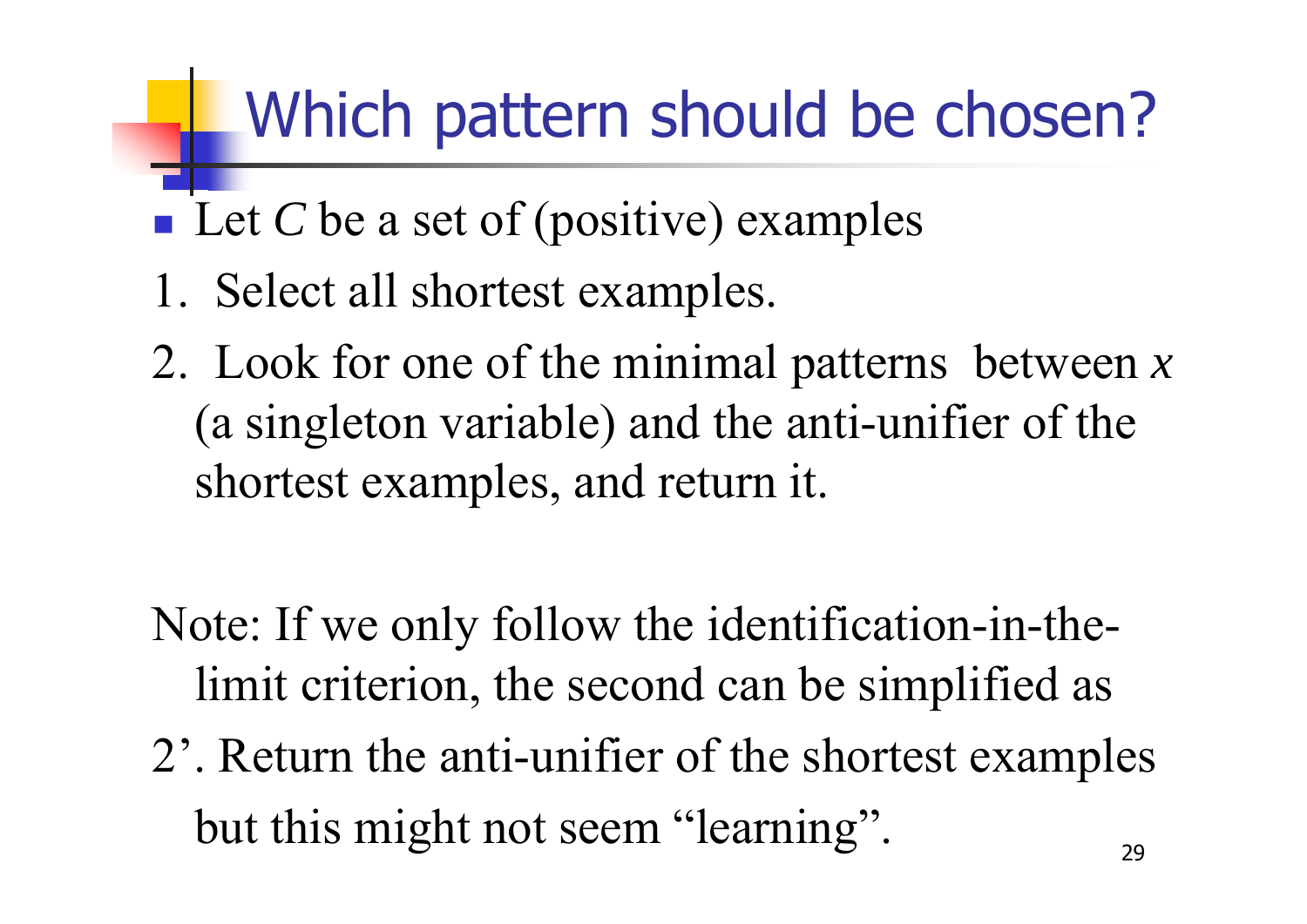# Which pattern should be chosen?

- Let $C$ be a set of (positive) examples

1. Select all shortest examples.
2. Look for one of the minimal patterns between $x$ (a singleton variable) and the anti-unifier of the shortest examples, and return it.

Note: If we only follow the identification-in-the-limit criterion, the second can be simplified as

2'. Return the anti-unifier of the shortest examples but this might not seem "learning".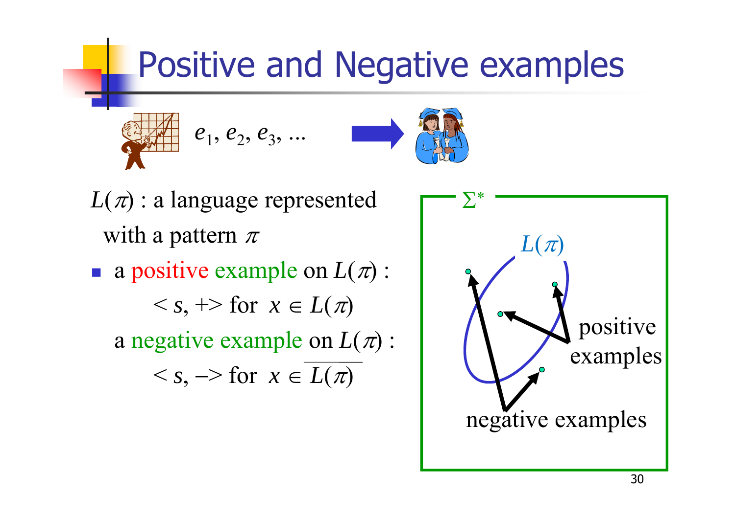# Positive and Negative examples

$e_1, e_2, e_3, \ldots$

$L(\pi)$ : a language represented with a pattern $\pi$

- a positive example on $L(\pi)$ :

  $< s, +>$ for $x \in L(\pi)$

  a negative example on $L(\pi)$ :

  $< s, -> $ for $x \in \overline{L(\pi)}$

$\Sigma^*$

$L(\pi)$

positive examples

negative examples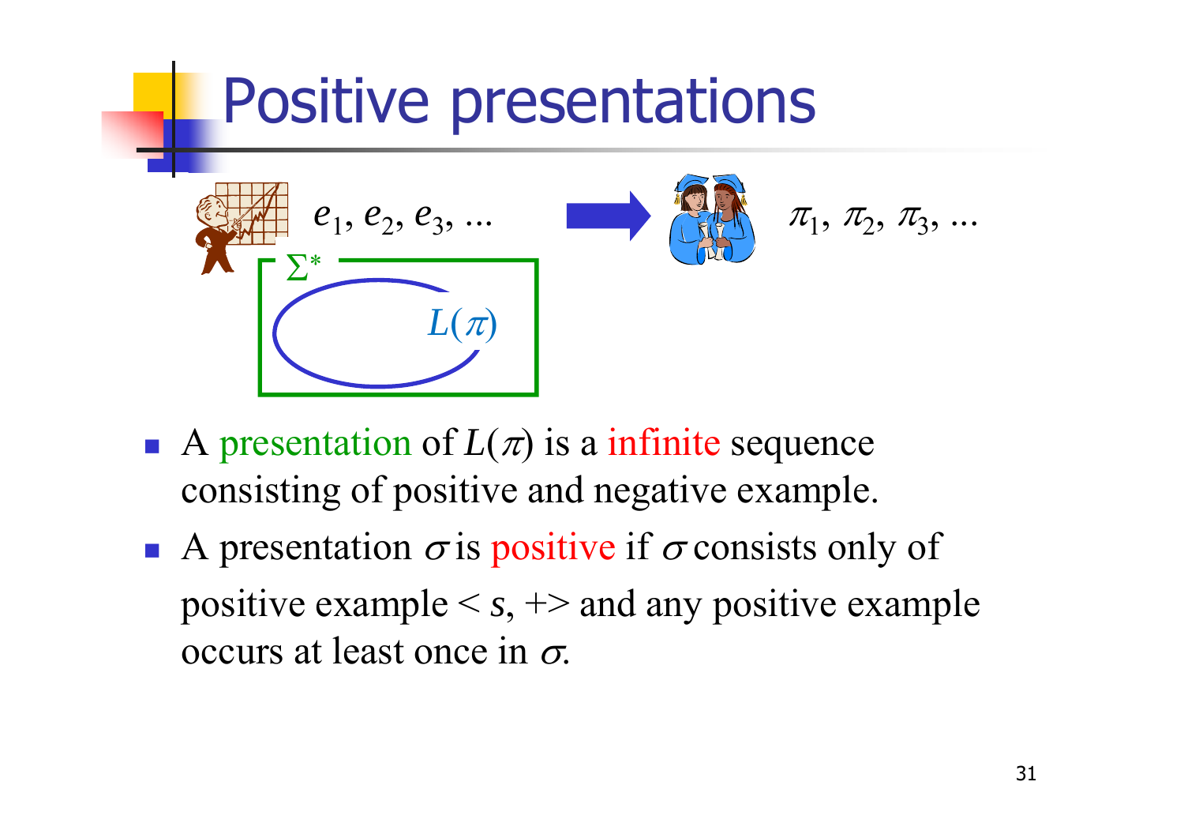# Positive presentations

$e_1, e_2, e_3, \ldots$

$\pi_1, \pi_2, \pi_3, \ldots$

$\Sigma^*$

$L(\pi)$

- A presentation of $L(\pi)$ is a infinite sequence consisting of positive and negative example.
- A presentation $\sigma$ is positive if $\sigma$ consists only of positive example $< s, +>$ and any positive example occurs at least once in $\sigma$.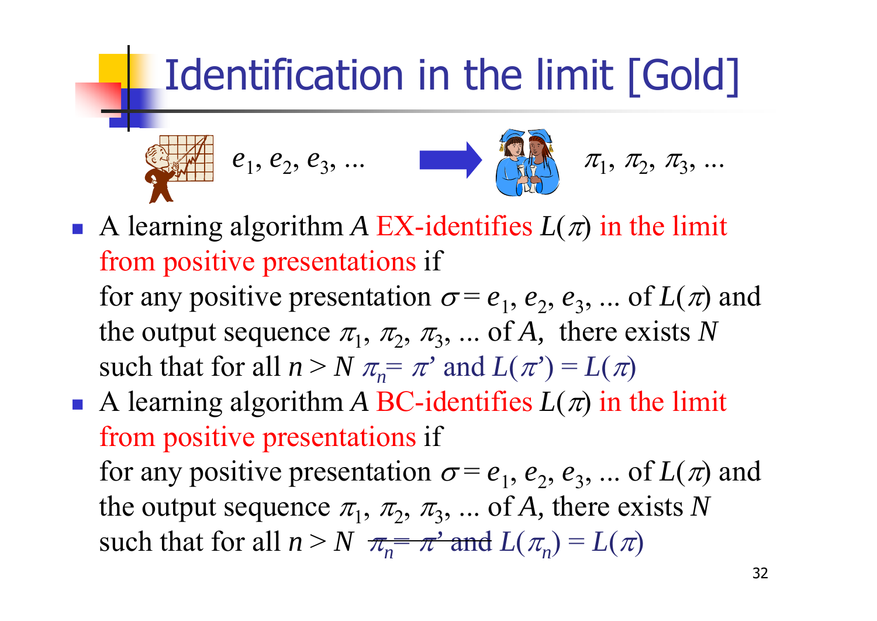# Identification in the limit [Gold]

$e_1, e_2, e_3, \ldots$ → $\pi_1, \pi_2, \pi_3, \ldots$

- A learning algorithm $A$ EX-identifies $L(\pi)$ in the limit from positive presentations if
  for any positive presentation $\sigma = e_1, e_2, e_3, \ldots$ of $L(\pi)$ and the output sequence $\pi_1, \pi_2, \pi_3, \ldots$ of $A$, there exists $N$ such that for all $n > N$ $\pi_n = \pi'$ and $L(\pi') = L(\pi)$
- A learning algorithm $A$ BC-identifies $L(\pi)$ in the limit from positive presentations if
  for any positive presentation $\sigma = e_1, e_2, e_3, \ldots$ of $L(\pi)$ and the output sequence $\pi_1, \pi_2, \pi_3, \ldots$ of $A$, there exists $N$ such that for all $n > N$ ~~$\pi_n = \pi'$ and~~ $L(\pi_n) = L(\pi)$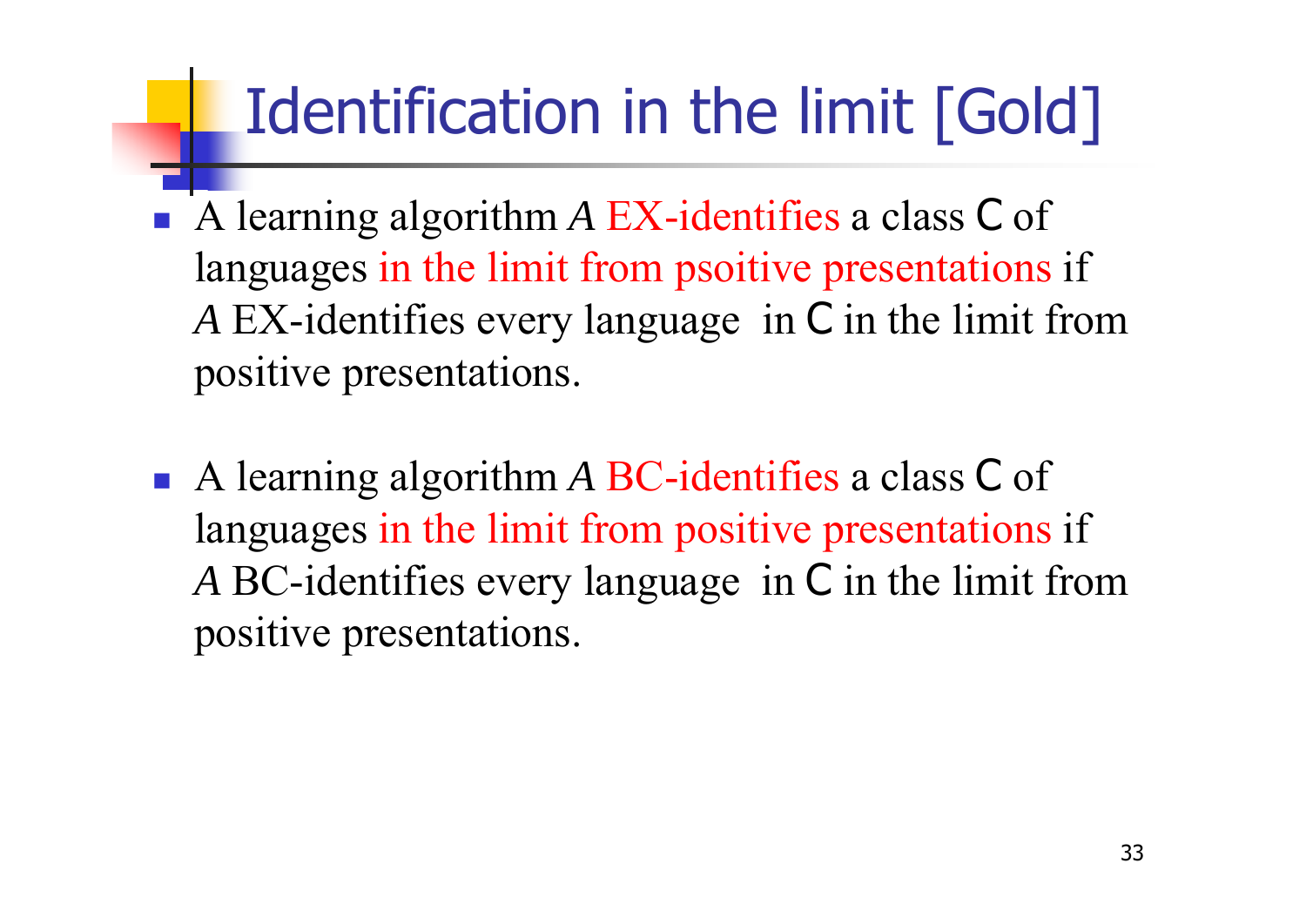# Identification in the limit [Gold]

- A learning algorithm *A* EX-identifies a class C of languages in the limit from psoitive presentations if *A* EX-identifies every language in C in the limit from positive presentations.

- A learning algorithm *A* BC-identifies a class C of languages in the limit from positive presentations if *A* BC-identifies every language in C in the limit from positive presentations.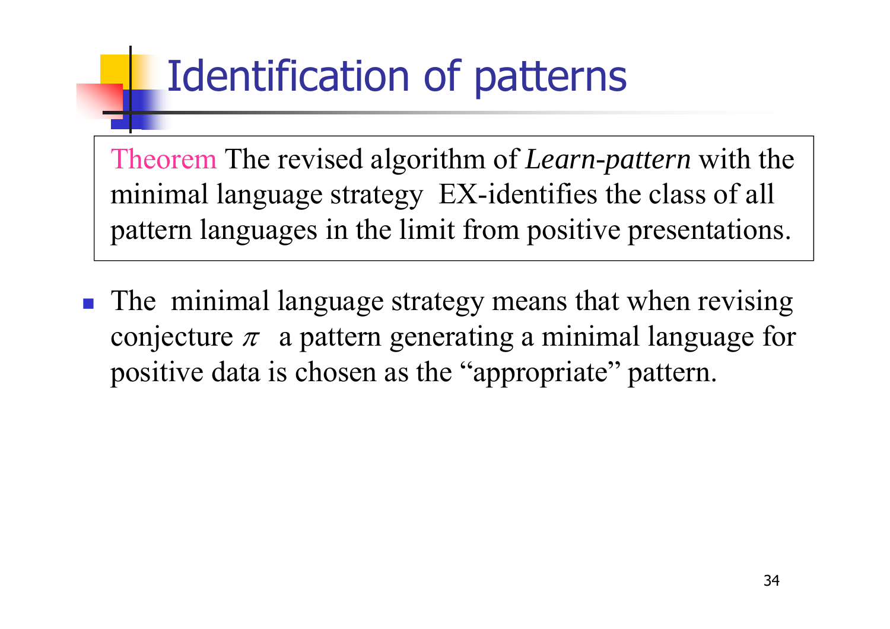# Identification of patterns

**Theorem** The revised algorithm of *Learn-pattern* with the minimal language strategy EX-identifies the class of all pattern languages in the limit from positive presentations.

- The minimal language strategy means that when revising conjecture $\pi$ a pattern generating a minimal language for positive data is chosen as the "appropriate" pattern.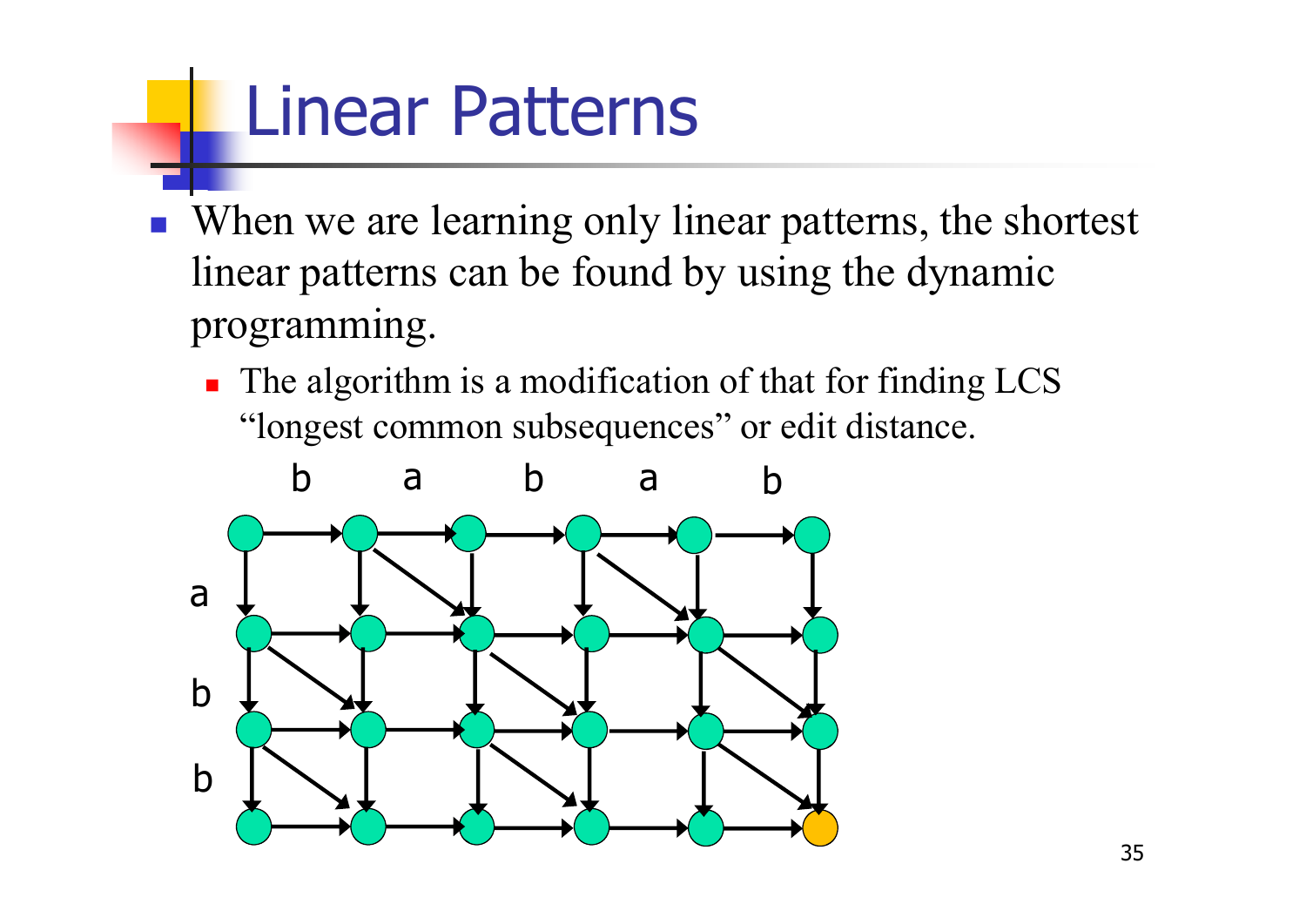# Linear Patterns

- When we are learning only linear patterns, the shortest linear patterns can be found by using the dynamic programming.
  - The algorithm is a modification of that for finding LCS "longest common subsequences" or edit distance.

b a b a b

a

b

b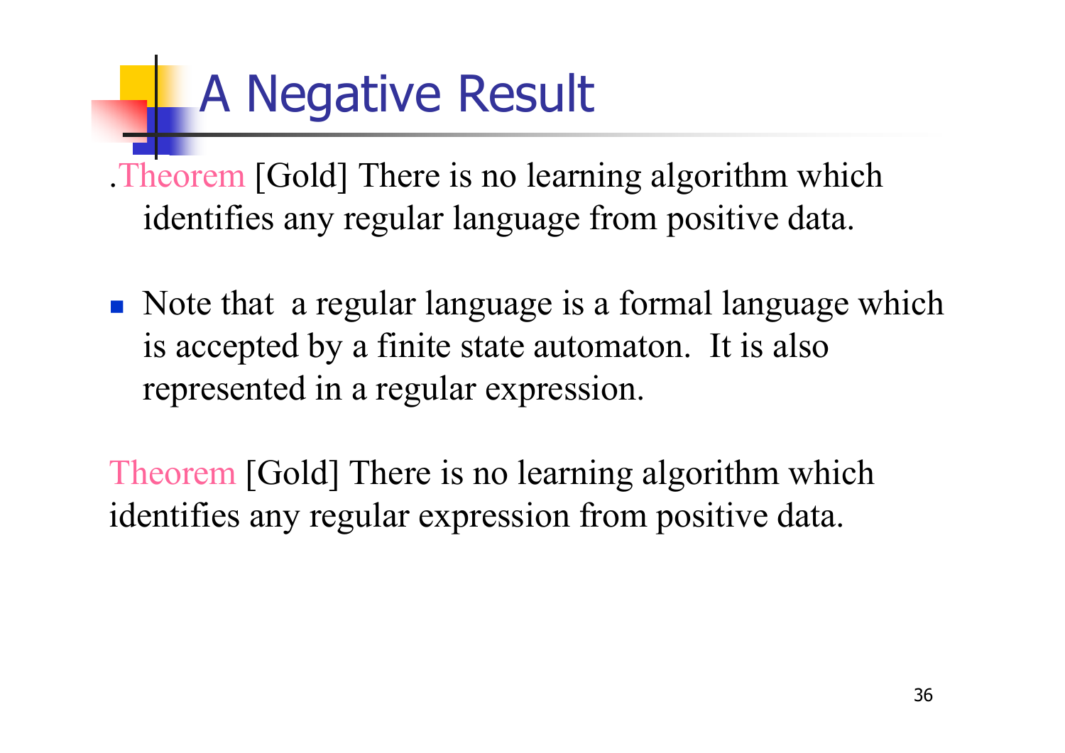# A Negative Result

.Theorem [Gold] There is no learning algorithm which identifies any regular language from positive data.

- Note that a regular language is a formal language which is accepted by a finite state automaton. It is also represented in a regular expression.

Theorem [Gold] There is no learning algorithm which identifies any regular expression from positive data.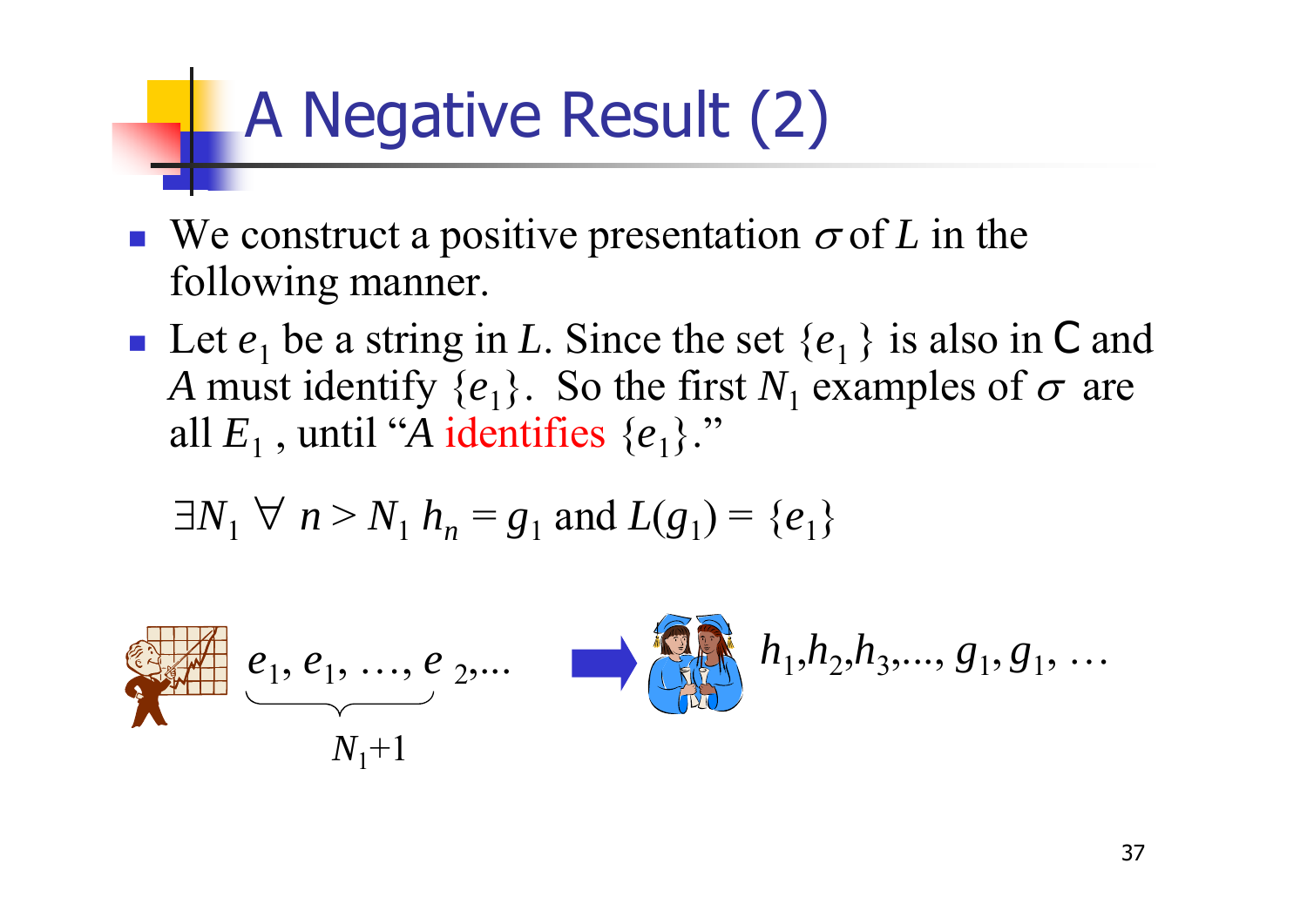# A Negative Result (2)

- We construct a positive presentation $\sigma$ of $L$ in the following manner.
- Let $e_1$ be a string in $L$. Since the set $\{e_1\}$ is also in C and $A$ must identify $\{e_1\}$. So the first $N_1$ examples of $\sigma$ are all $E_1$ , until "$A$ identifies $\{e_1\}$."

$$\exists N_1 \ \forall \ n > N_1 \ h_n = g_1 \text{ and } L(g_1) = \{e_1\}$$

$$\underbrace{e_1, e_1, \ldots, e}_{N_1+1}{}_{2}, \ldots \quad \Rightarrow \quad h_1, h_2, h_3, \ldots, g_1, g_1, \ldots$$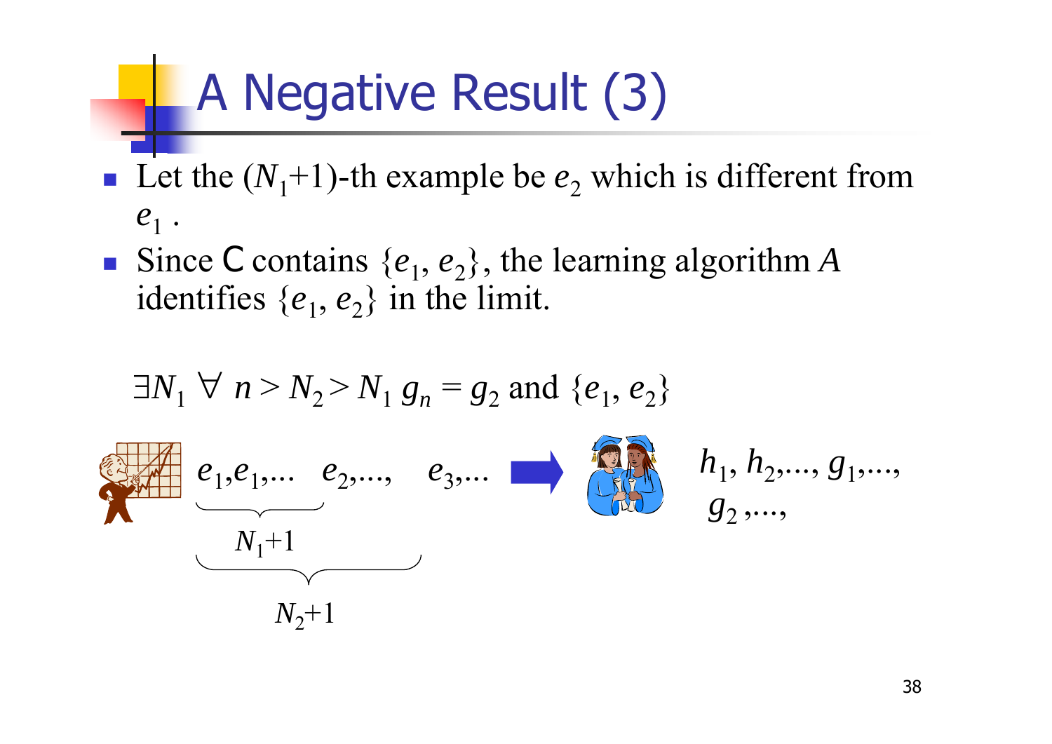# A Negative Result (3)

- Let the ($N_1$+1)-th example be $e_2$ which is different from $e_1$ .
- Since C contains $\{e_1, e_2\}$, the learning algorithm $A$ identifies $\{e_1, e_2\}$ in the limit.

$\exists N_1 \; \forall \; n > N_2 > N_1 \; g_n = g_2$ and $\{e_1, e_2\}$

$e_1, e_1, \ldots \; e_2, \ldots, \quad e_3, \ldots$

$N_1$+1

$N_2$+1

$h_1, h_2, \ldots, g_1, \ldots,$
$g_2, \ldots,$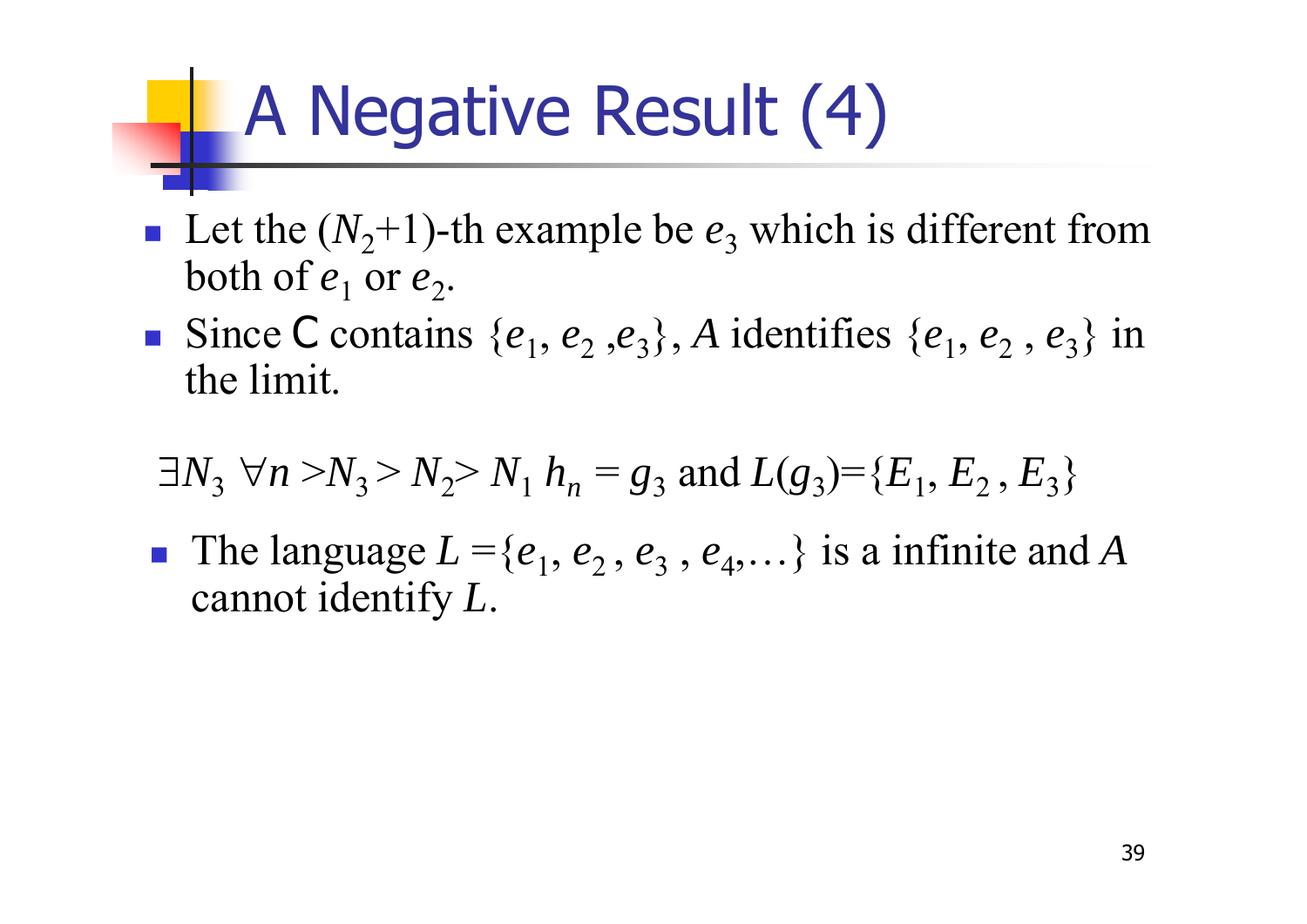# A Negative Result (4)

- Let the $(N_2+1)$-th example be $e_3$ which is different from both of $e_1$ or $e_2$.
- Since C contains $\{e_1, e_2, e_3\}$, $A$ identifies $\{e_1, e_2, e_3\}$ in the limit.

$$\exists N_3 \ \forall n > N_3 > N_2 > N_1 \ h_n = g_3 \text{ and } L(g_3)=\{E_1, E_2, E_3\}$$

- The language $L = \{e_1, e_2, e_3, e_4, \ldots\}$ is a infinite and $A$ cannot identify $L$.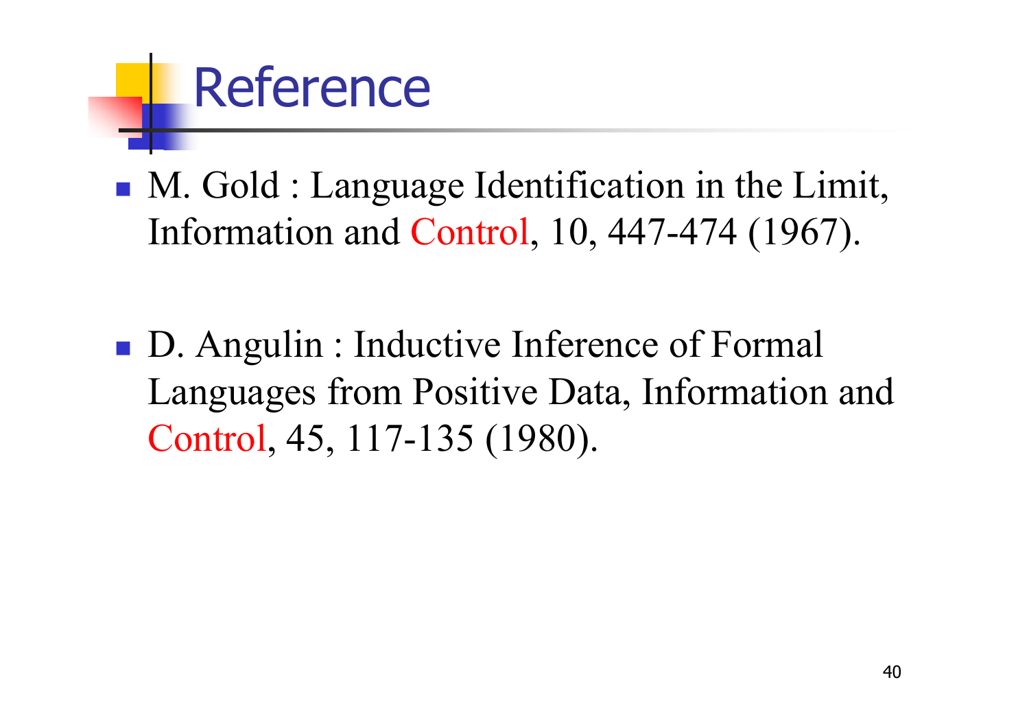# Reference

- M. Gold : Language Identification in the Limit, Information and Control, 10, 447-474 (1967).

- D. Angulin : Inductive Inference of Formal Languages from Positive Data, Information and Control, 45, 117-135 (1980).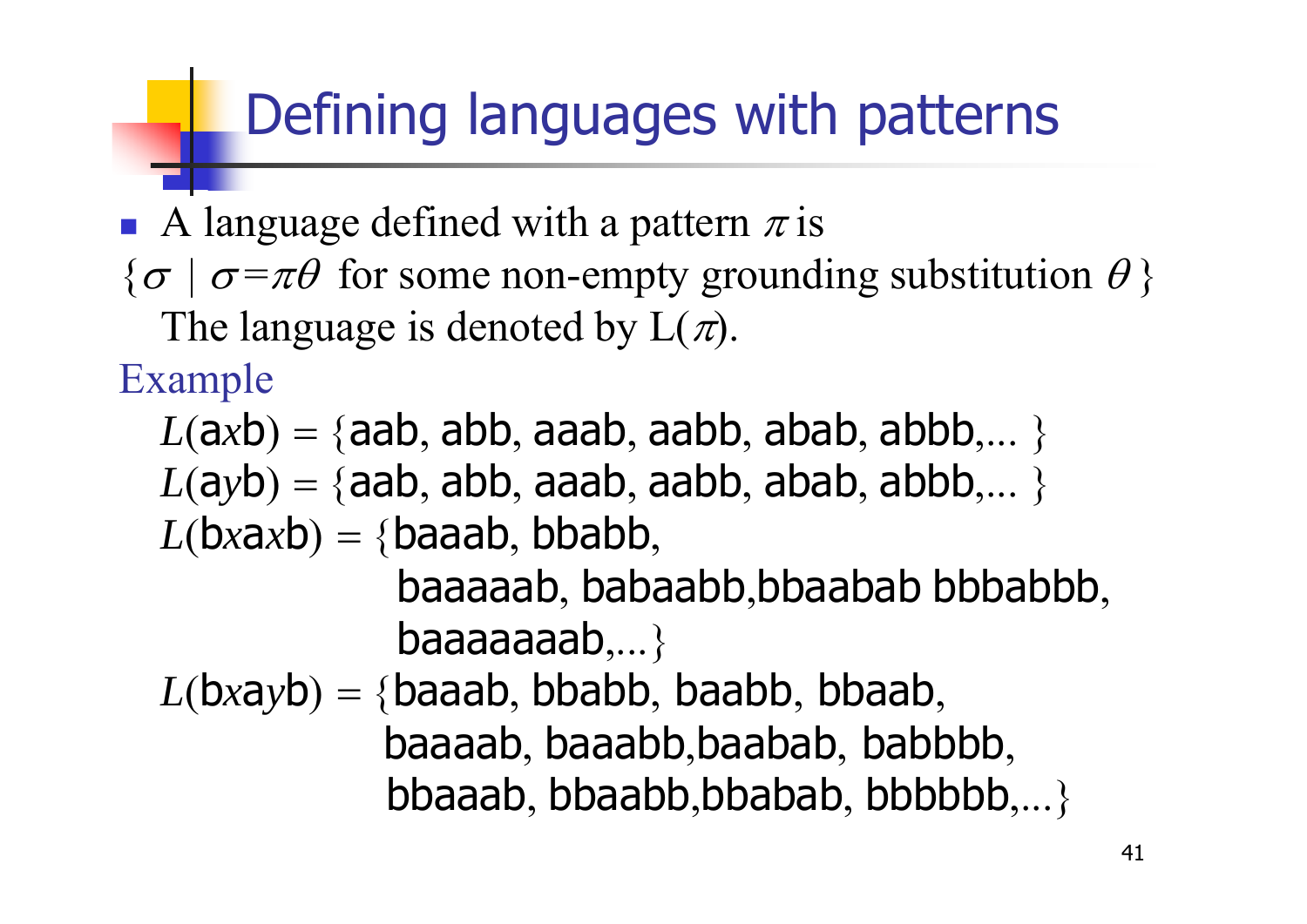# Defining languages with patterns

- A language defined with a pattern $\pi$ is

$\{\sigma \mid \sigma = \pi\theta$ for some non-empty grounding substitution $\theta\}$

The language is denoted by $L(\pi)$.

Example

$L$(a$x$b) = {aab, abb, aaab, aabb, abab, abbb,... }

$L$(a$y$b) = {aab, abb, aaab, aabb, abab, abbb,... }

$L$(b$x$a$x$b) = {baaab, bbabb,
baaaaab, babaabb,bbaabab bbbabbb,
baaaaaaab,...}

$L$(b$x$a$y$b) = {baaab, bbabb, baabb, bbaab,
baaaab, baaabb,baabab, babbbb,
bbaaab, bbaabb,bbabab, bbbbbb,...}